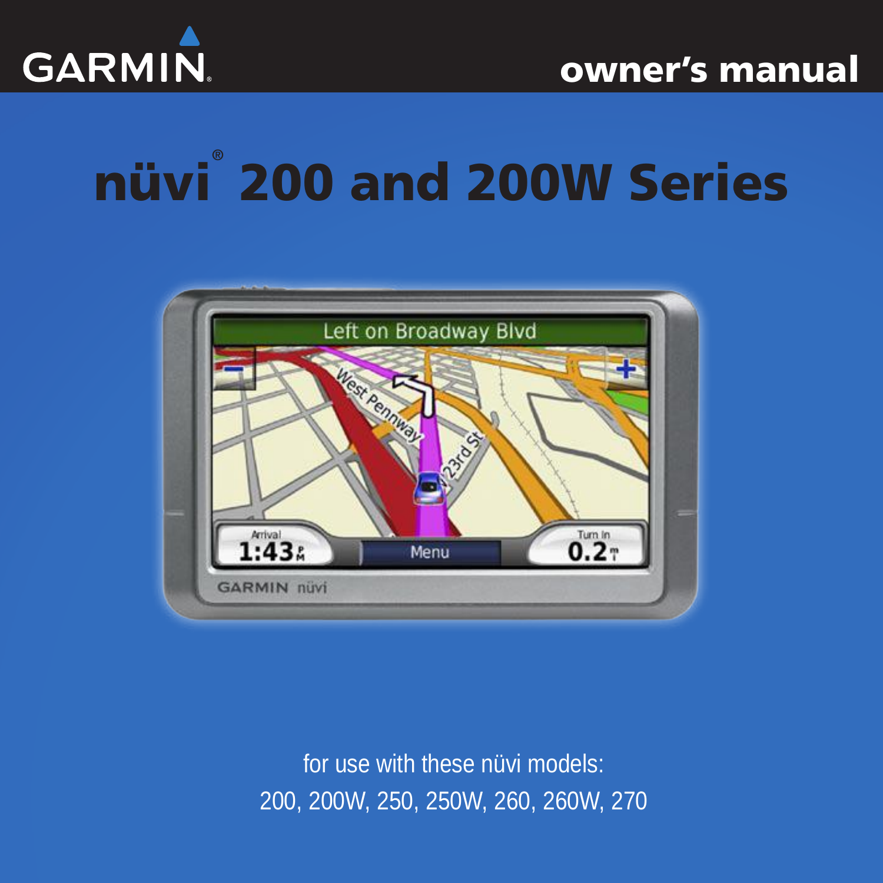GARMIN

owner's manual

# nüvi® 200 and 200W Series

for use with these nüvi models:

200, 200W, 250, 250W, 260, 260W, 270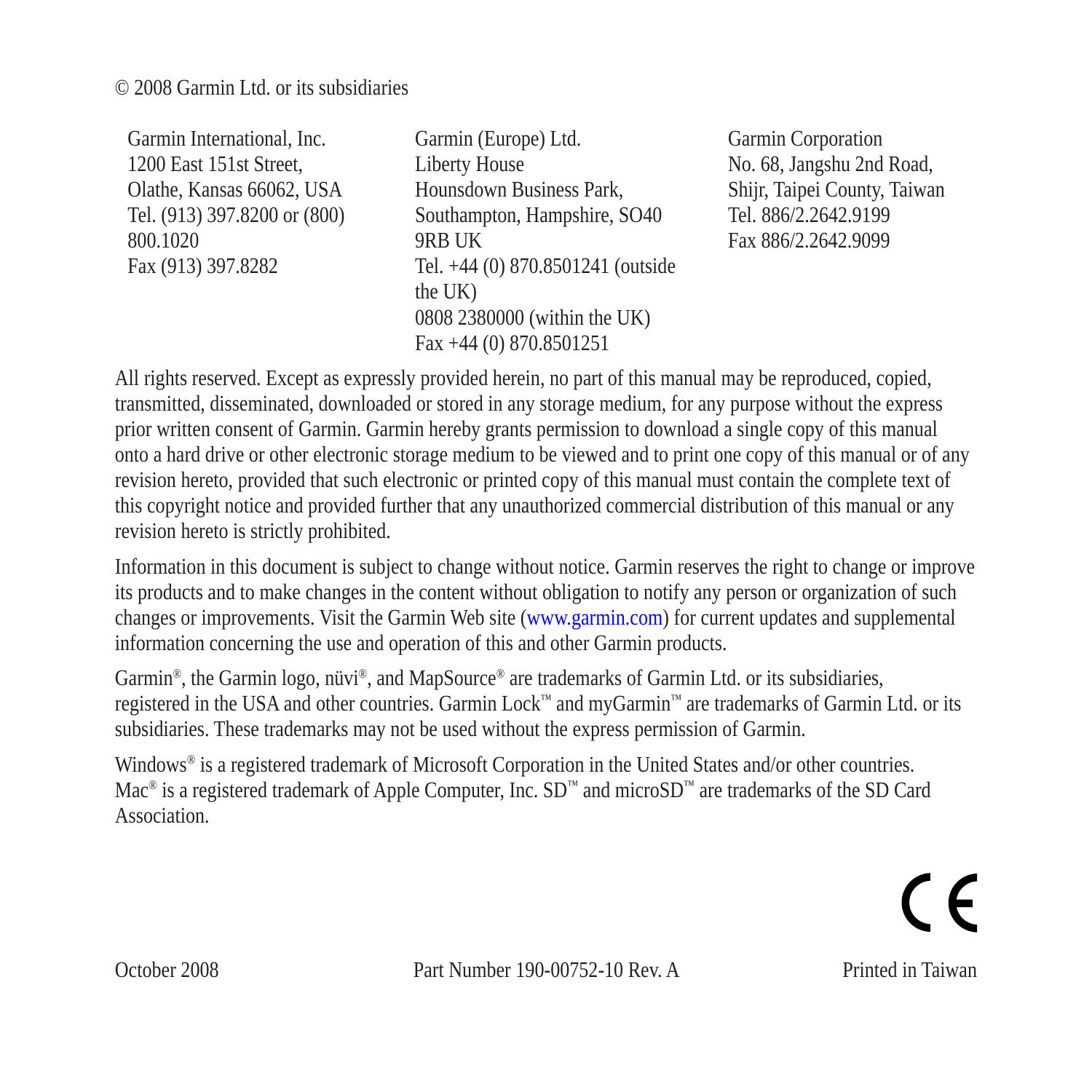© 2008 Garmin Ltd. or its subsidiaries

Garmin International, Inc.
1200 East 151st Street,
Olathe, Kansas 66062, USA
Tel. (913) 397.8200 or (800) 800.1020
Fax (913) 397.8282

Garmin (Europe) Ltd.
Liberty House
Hounsdown Business Park,
Southampton, Hampshire, SO40 9RB UK
Tel. +44 (0) 870.8501241 (outside the UK)
0808 2380000 (within the UK)
Fax +44 (0) 870.8501251

Garmin Corporation
No. 68, Jangshu 2nd Road,
Shijr, Taipei County, Taiwan
Tel. 886/2.2642.9199
Fax 886/2.2642.9099

All rights reserved. Except as expressly provided herein, no part of this manual may be reproduced, copied, transmitted, disseminated, downloaded or stored in any storage medium, for any purpose without the express prior written consent of Garmin. Garmin hereby grants permission to download a single copy of this manual onto a hard drive or other electronic storage medium to be viewed and to print one copy of this manual or of any revision hereto, provided that such electronic or printed copy of this manual must contain the complete text of this copyright notice and provided further that any unauthorized commercial distribution of this manual or any revision hereto is strictly prohibited.

Information in this document is subject to change without notice. Garmin reserves the right to change or improve its products and to make changes in the content without obligation to notify any person or organization of such changes or improvements. Visit the Garmin Web site (www.garmin.com) for current updates and supplemental information concerning the use and operation of this and other Garmin products.

Garmin®, the Garmin logo, nüvi®, and MapSource® are trademarks of Garmin Ltd. or its subsidiaries, registered in the USA and other countries. Garmin Lock™ and myGarmin™ are trademarks of Garmin Ltd. or its subsidiaries. These trademarks may not be used without the express permission of Garmin.

Windows® is a registered trademark of Microsoft Corporation in the United States and/or other countries. Mac® is a registered trademark of Apple Computer, Inc. SD™ and microSD™ are trademarks of the SD Card Association.

CE

October 2008 Part Number 190-00752-10 Rev. A Printed in Taiwan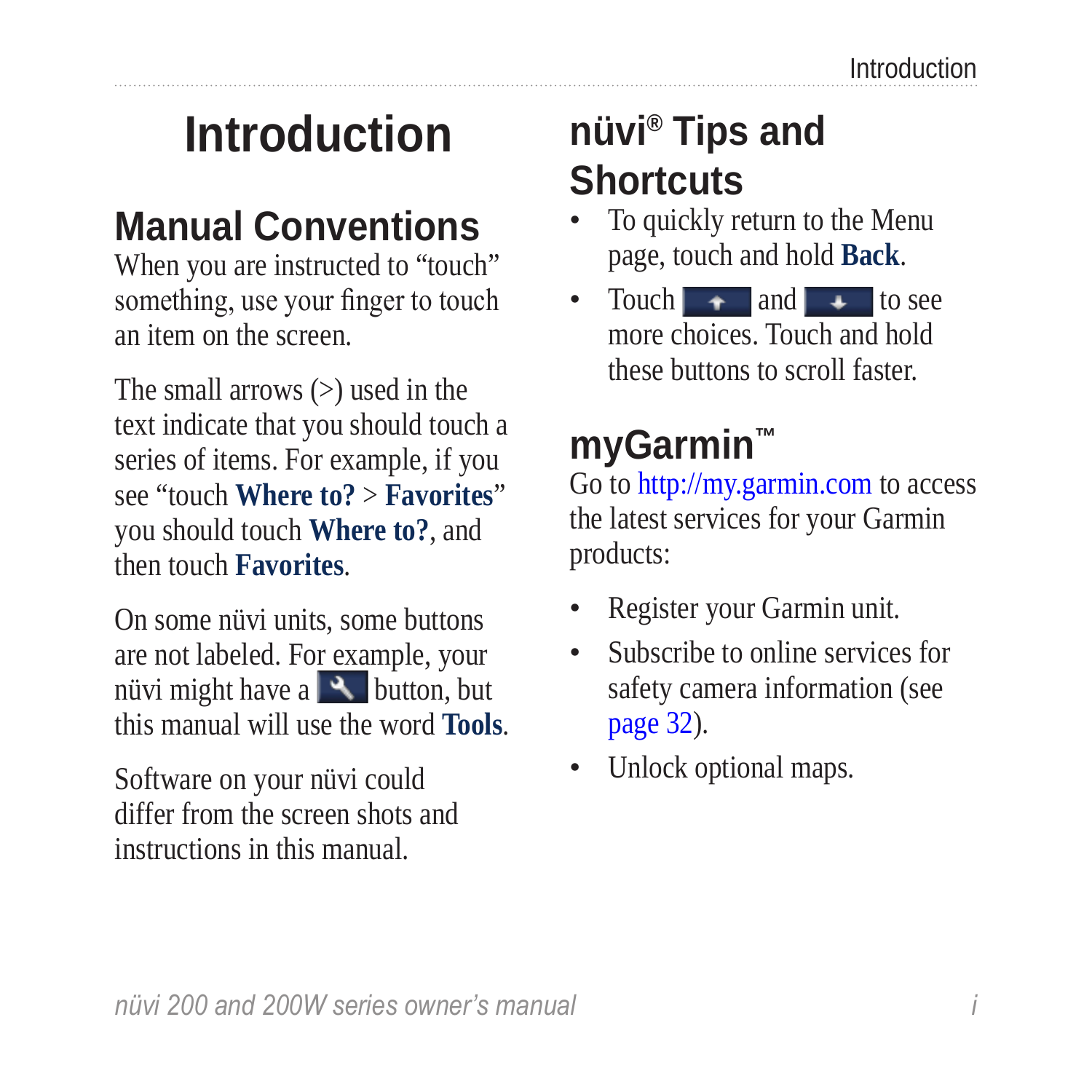# Introduction

## Manual Conventions

When you are instructed to "touch" something, use your finger to touch an item on the screen.

The small arrows (>) used in the text indicate that you should touch a series of items. For example, if you see "touch **Where to?** > **Favorites**" you should touch **Where to?**, and then touch **Favorites**.

On some nüvi units, some buttons are not labeled. For example, your nüvi might have a button, but this manual will use the word **Tools**.

Software on your nüvi could differ from the screen shots and instructions in this manual.

## nüvi® Tips and Shortcuts

- To quickly return to the Menu page, touch and hold **Back**.
- Touch and to see more choices. Touch and hold these buttons to scroll faster.

## myGarmin™

Go to http://my.garmin.com to access the latest services for your Garmin products:

- Register your Garmin unit.
- Subscribe to online services for safety camera information (see page 32).
- Unlock optional maps.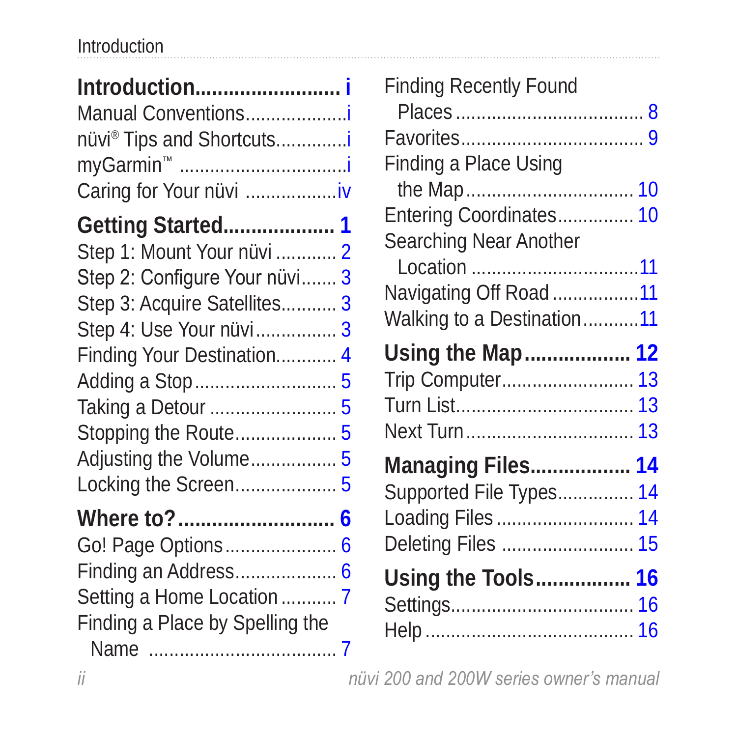**Introduction.......................... i**
Manual Conventions...................i
nüvi® Tips and Shortcuts.............i
myGarmin™ ................................i
Caring for Your nüvi ..................iv

**Getting Started................... 1**
Step 1: Mount Your nüvi ............ 2
Step 2: Configure Your nüvi....... 3
Step 3: Acquire Satellites........... 3
Step 4: Use Your nüvi................ 3
Finding Your Destination............ 4
Adding a Stop............................ 5
Taking a Detour ......................... 5
Stopping the Route.................... 5
Adjusting the Volume................. 5
Locking the Screen.................... 5

**Where to?............................ 6**
Go! Page Options...................... 6
Finding an Address.................... 6
Setting a Home Location ........... 7
Finding a Place by Spelling the Name ..................................... 7
Finding Recently Found Places .................................... 8
Favorites................................... 9
Finding a Place Using the Map ................................ 10
Entering Coordinates............... 10
Searching Near Another Location ................................11
Navigating Off Road .................11
Walking to a Destination...........11

**Using the Map................... 12**
Trip Computer.......................... 13
Turn List.................................. 13
Next Turn ................................ 13

**Managing Files................. 14**
Supported File Types............... 14
Loading Files ........................... 14
Deleting Files .......................... 15

**Using the Tools................ 16**
Settings................................... 16
Help ........................................ 16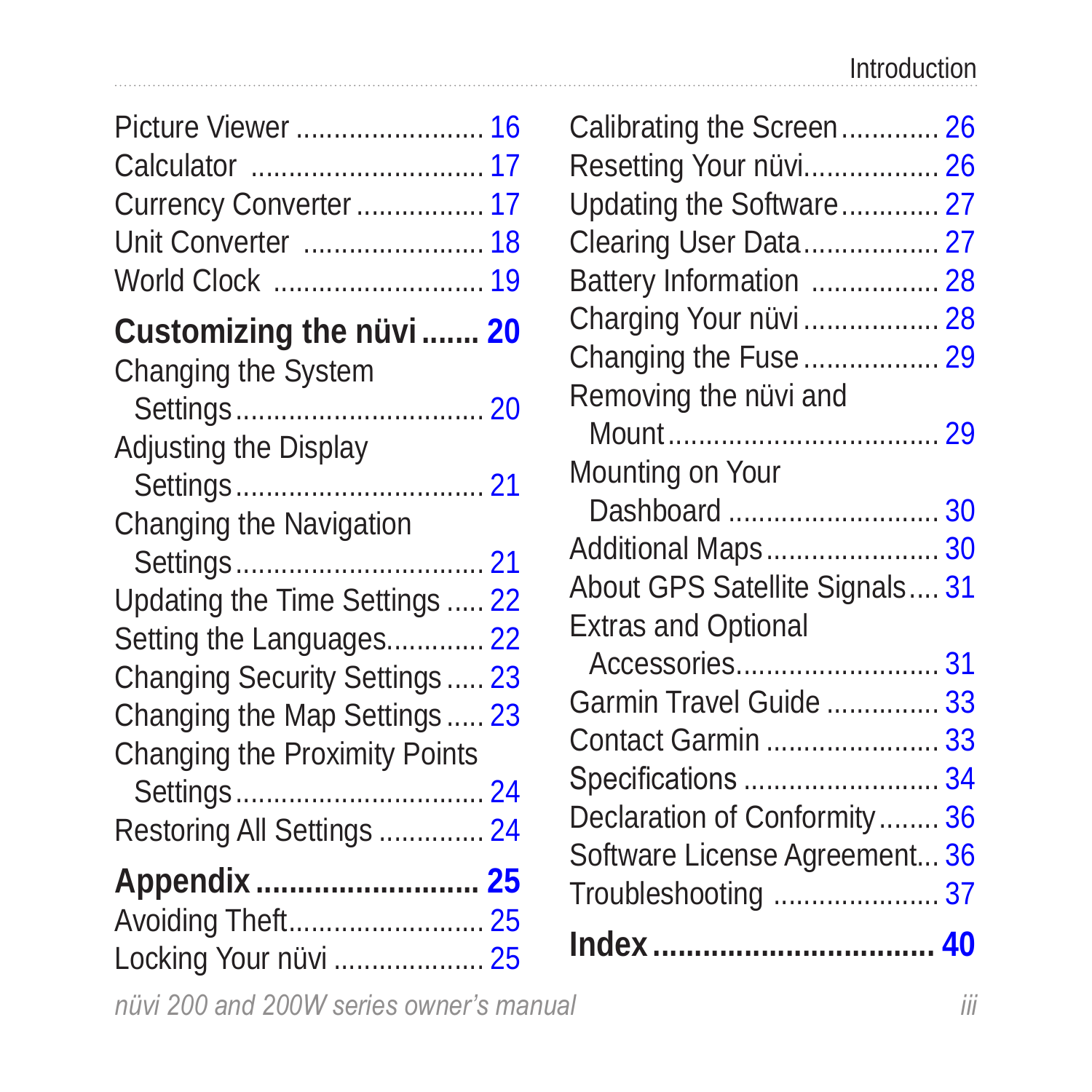Picture Viewer ........................ 16
Calculator ............................... 17
Currency Converter ................. 17
Unit Converter ........................ 18
World Clock ............................ 19

**Customizing the nüvi ....... 20**

Changing the System Settings ................................ 20
Adjusting the Display Settings ................................ 21
Changing the Navigation Settings ................................ 21
Updating the Time Settings ..... 22
Setting the Languages............ 22
Changing Security Settings ..... 23
Changing the Map Settings ..... 23
Changing the Proximity Points Settings ................................ 24
Restoring All Settings ............. 24

**Appendix .......................... 25**

Avoiding Theft.......................... 25
Locking Your nüvi .................... 25
Calibrating the Screen............. 26
Resetting Your nüvi.................. 26
Updating the Software............. 27
Clearing User Data.................. 27
Battery Information ................. 28
Charging Your nüvi .................. 28
Changing the Fuse .................. 29
Removing the nüvi and Mount .................................... 29
Mounting on Your Dashboard ........................... 30
Additional Maps....................... 30
About GPS Satellite Signals.... 31
Extras and Optional Accessories.......................... 31
Garmin Travel Guide ............... 33
Contact Garmin ....................... 33
Specifications .......................... 34
Declaration of Conformity........ 36
Software License Agreement... 36
Troubleshooting ...................... 37

**Index ................................. 40**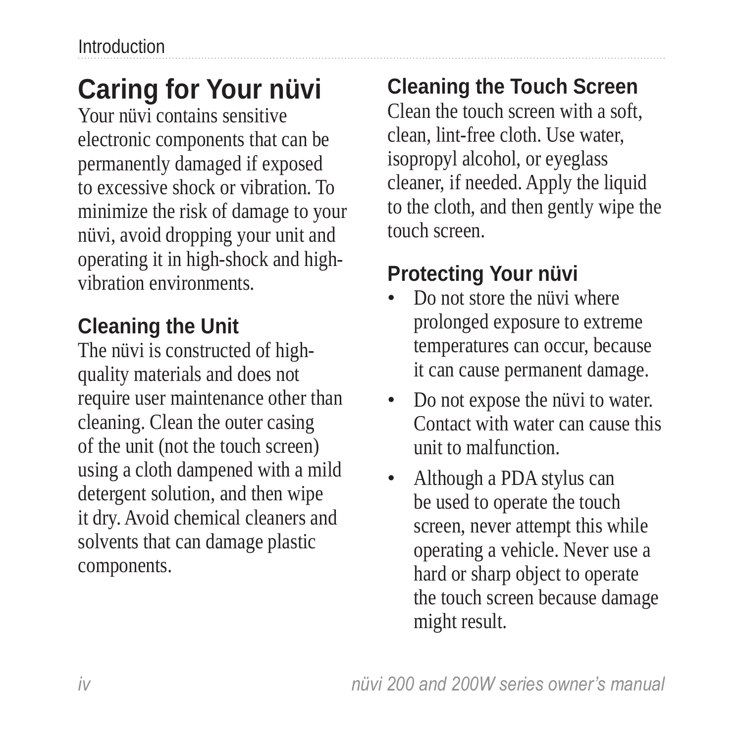# Caring for Your nüvi

Your nüvi contains sensitive electronic components that can be permanently damaged if exposed to excessive shock or vibration. To minimize the risk of damage to your nüvi, avoid dropping your unit and operating it in high-shock and high-vibration environments.

## Cleaning the Unit

The nüvi is constructed of high-quality materials and does not require user maintenance other than cleaning. Clean the outer casing of the unit (not the touch screen) using a cloth dampened with a mild detergent solution, and then wipe it dry. Avoid chemical cleaners and solvents that can damage plastic components.

## Cleaning the Touch Screen

Clean the touch screen with a soft, clean, lint-free cloth. Use water, isopropyl alcohol, or eyeglass cleaner, if needed. Apply the liquid to the cloth, and then gently wipe the touch screen.

## Protecting Your nüvi

- Do not store the nüvi where prolonged exposure to extreme temperatures can occur, because it can cause permanent damage.
- Do not expose the nüvi to water. Contact with water can cause this unit to malfunction.
- Although a PDA stylus can be used to operate the touch screen, never attempt this while operating a vehicle. Never use a hard or sharp object to operate the touch screen because damage might result.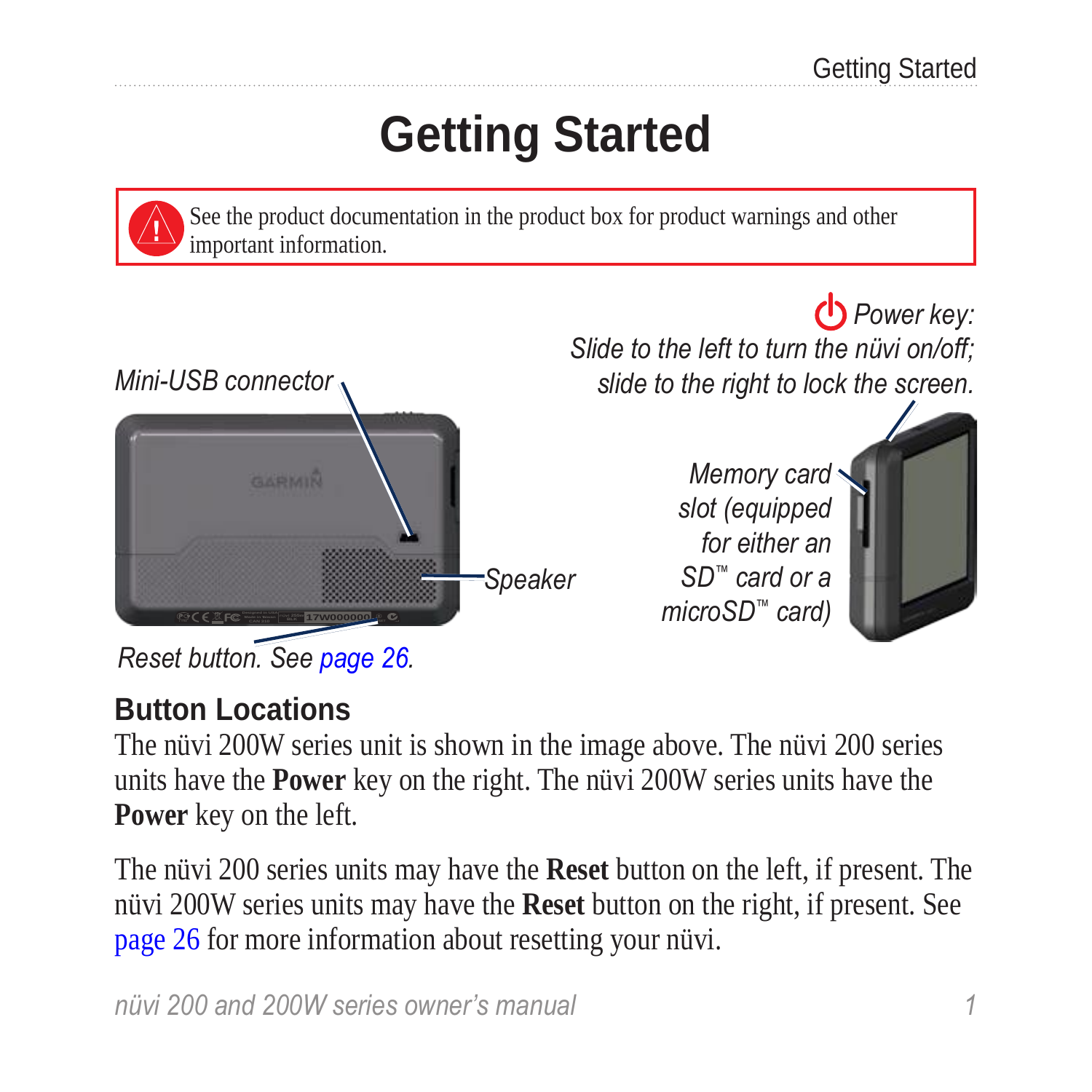# Getting Started

See the product documentation in the product box for product warnings and other important information.

*Mini-USB connector*

*Power key: Slide to the left to turn the nüvi on/off; slide to the right to lock the screen.*

*Speaker*

*Memory card slot (equipped for either an SD™ card or a microSD™ card)*

*Reset button. See page 26.*

## Button Locations

The nüvi 200W series unit is shown in the image above. The nüvi 200 series units have the **Power** key on the right. The nüvi 200W series units have the **Power** key on the left.

The nüvi 200 series units may have the **Reset** button on the left, if present. The nüvi 200W series units may have the **Reset** button on the right, if present. See page 26 for more information about resetting your nüvi.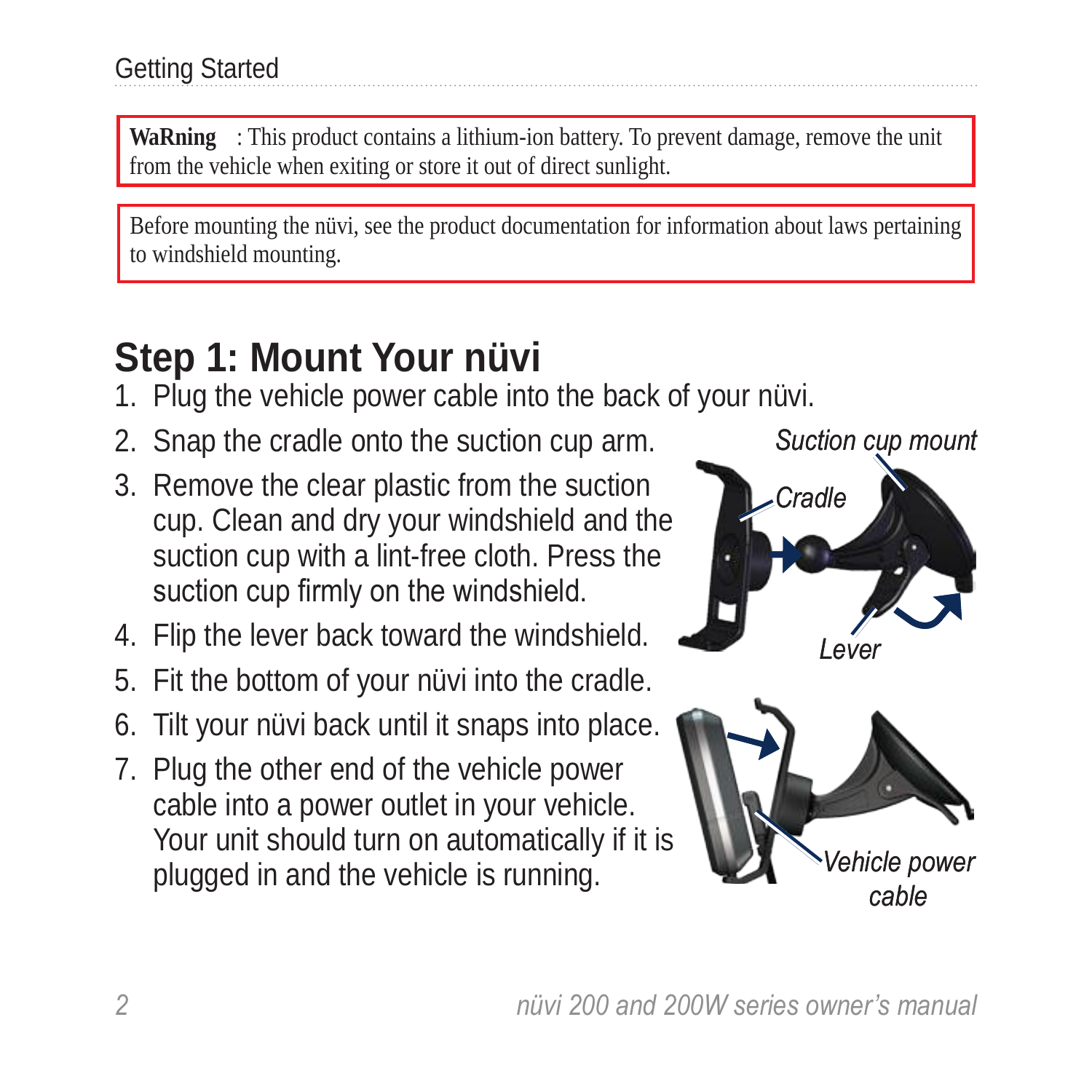**WaRning**: This product contains a lithium-ion battery. To prevent damage, remove the unit from the vehicle when exiting or store it out of direct sunlight.

Before mounting the nüvi, see the product documentation for information about laws pertaining to windshield mounting.

## Step 1: Mount Your nüvi

1. Plug the vehicle power cable into the back of your nüvi.
2. Snap the cradle onto the suction cup arm.
3. Remove the clear plastic from the suction cup. Clean and dry your windshield and the suction cup with a lint-free cloth. Press the suction cup firmly on the windshield.
4. Flip the lever back toward the windshield.
5. Fit the bottom of your nüvi into the cradle.
6. Tilt your nüvi back until it snaps into place.
7. Plug the other end of the vehicle power cable into a power outlet in your vehicle. Your unit should turn on automatically if it is plugged in and the vehicle is running.

*Suction cup mount*

*Cradle*

*Lever*

*Vehicle power cable*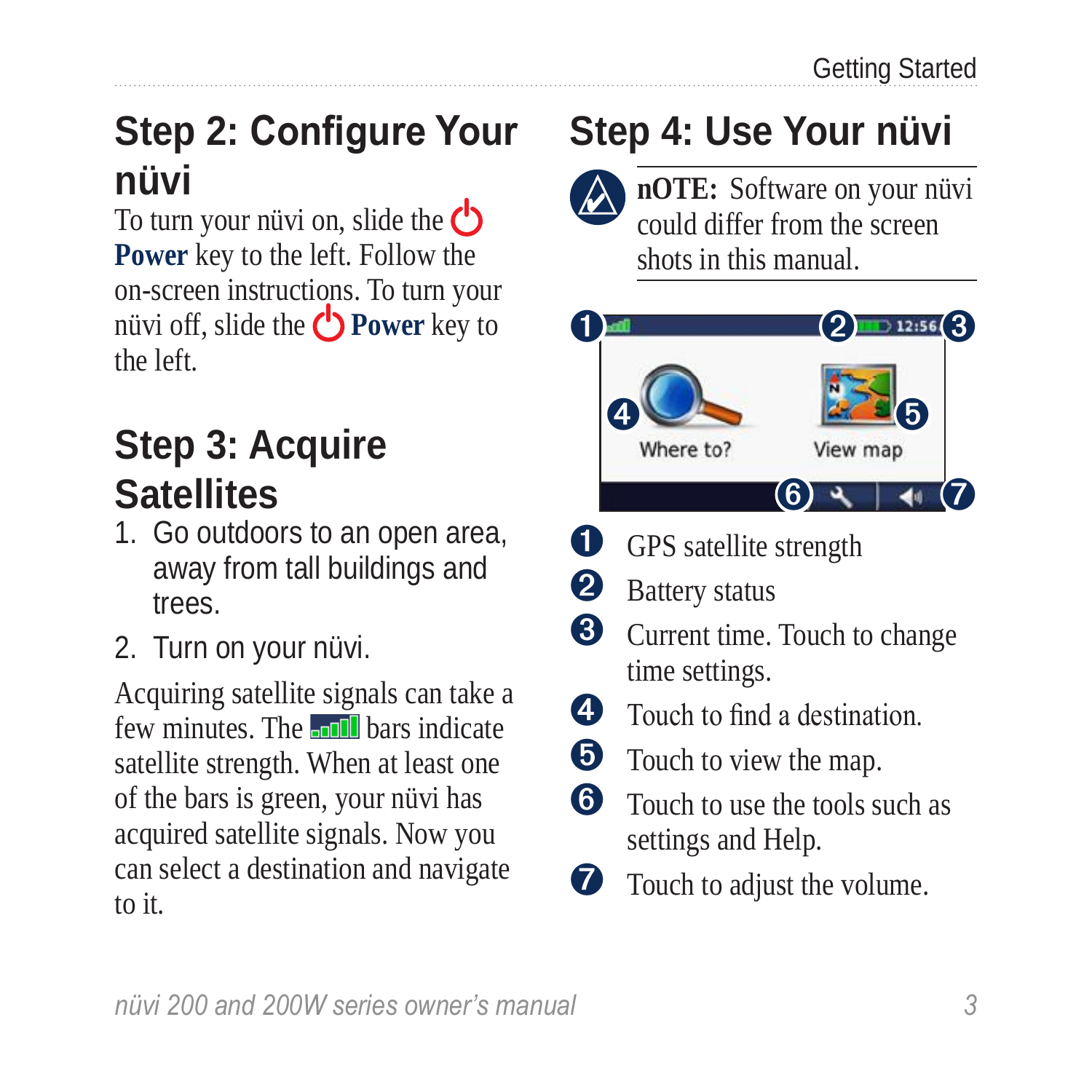## Step 2: Configure Your nüvi

To turn your nüvi on, slide the **Power** key to the left. Follow the on-screen instructions. To turn your nüvi off, slide the **Power** key to the left.

## Step 3: Acquire Satellites

1. Go outdoors to an open area, away from tall buildings and trees.
2. Turn on your nüvi.

Acquiring satellite signals can take a few minutes. The bars indicate satellite strength. When at least one of the bars is green, your nüvi has acquired satellite signals. Now you can select a destination and navigate to it.

## Step 4: Use Your nüvi

**nOTE:** Software on your nüvi could differ from the screen shots in this manual.

Where to?

View map

12:56

1. GPS satellite strength
2. Battery status
3. Current time. Touch to change time settings.
4. Touch to find a destination.
5. Touch to view the map.
6. Touch to use the tools such as settings and Help.
7. Touch to adjust the volume.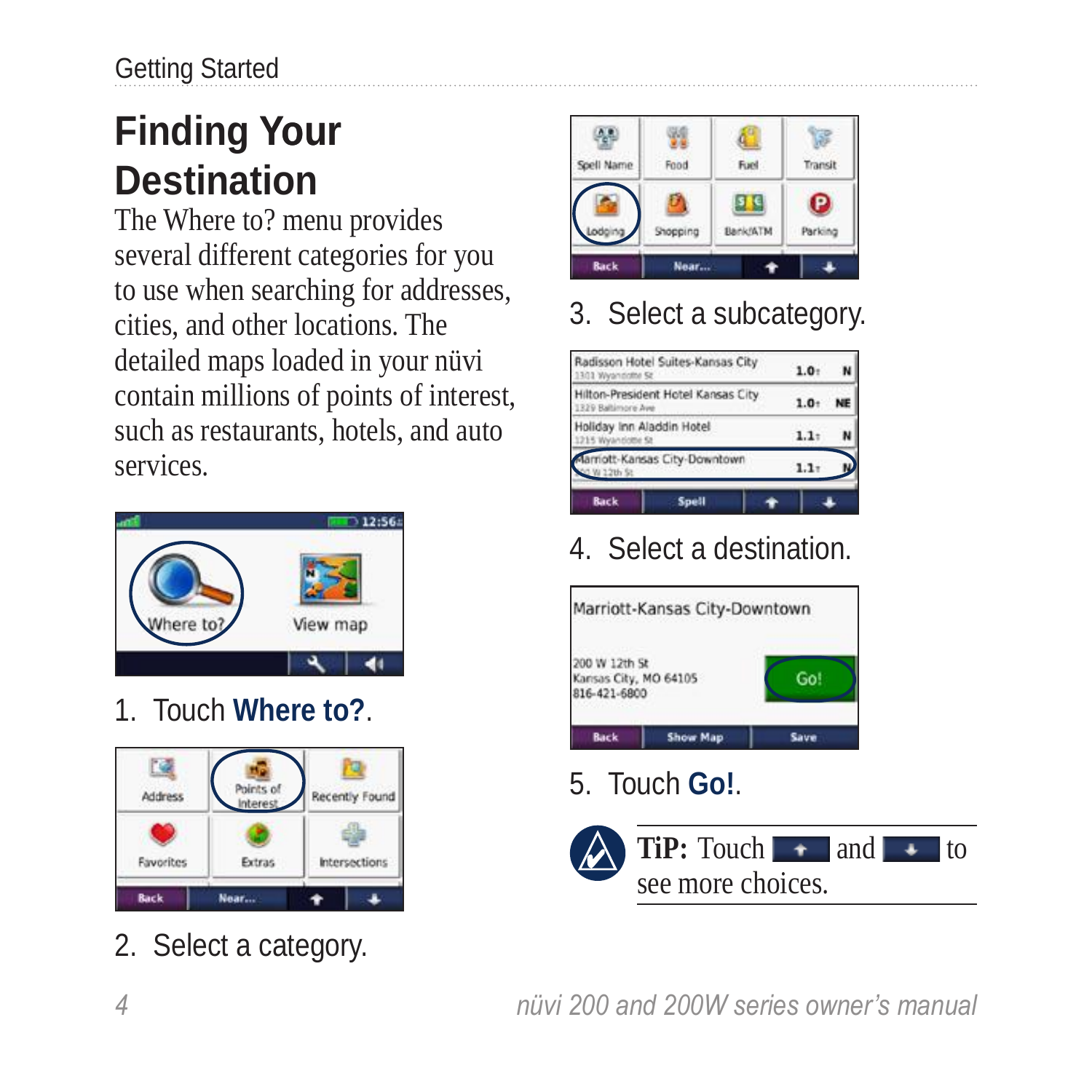# Finding Your Destination

The Where to? menu provides several different categories for you to use when searching for addresses, cities, and other locations. The detailed maps loaded in your nüvi contain millions of points of interest, such as restaurants, hotels, and auto services.

1. Touch **Where to?**.
2. Select a category.
3. Select a subcategory.
4. Select a destination.
5. Touch **Go!**.

**TIP:** Touch ⬆ and ⬇ to see more choices.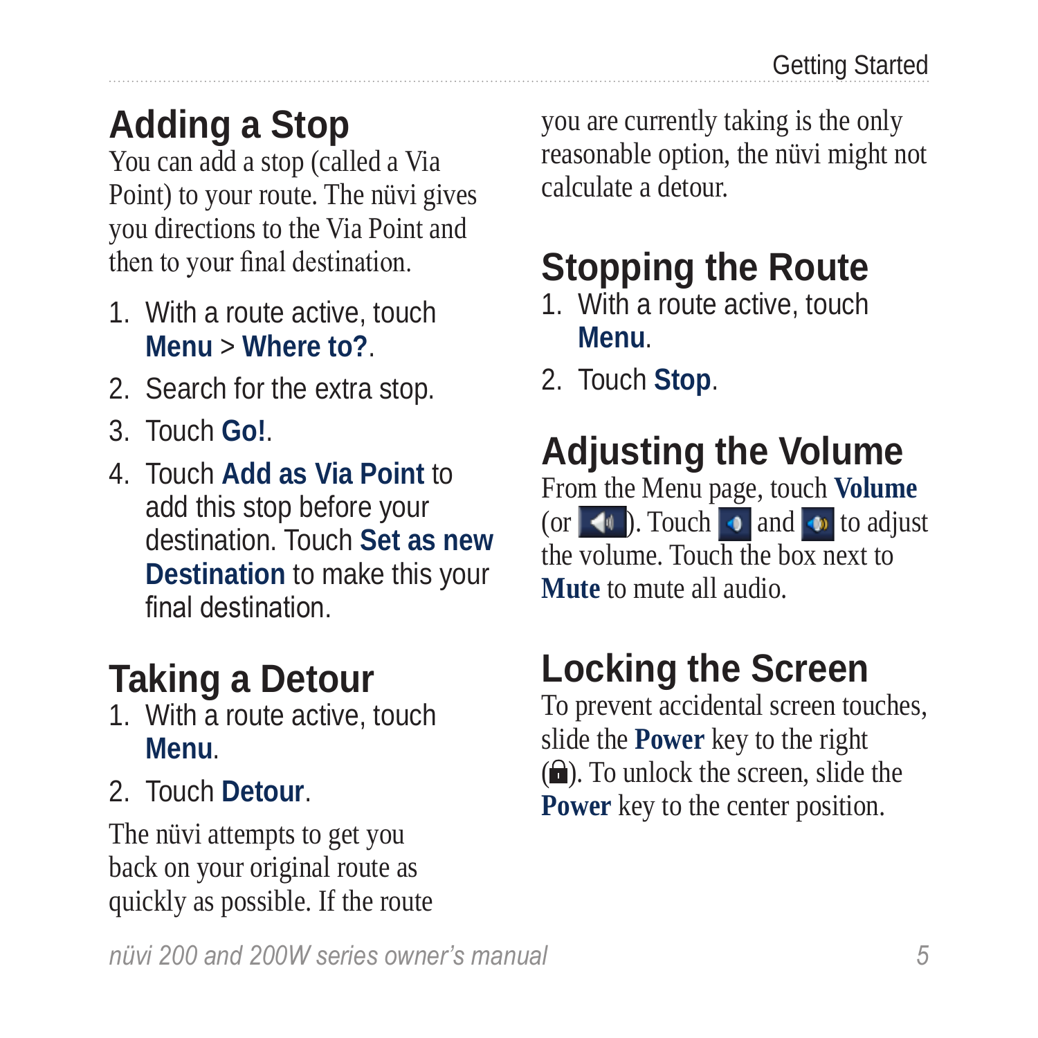## Adding a Stop

You can add a stop (called a Via Point) to your route. The nüvi gives you directions to the Via Point and then to your final destination.

1. With a route active, touch **Menu** > **Where to?**.
2. Search for the extra stop.
3. Touch **Go!**.
4. Touch **Add as Via Point** to add this stop before your destination. Touch **Set as new Destination** to make this your final destination.

## Taking a Detour

1. With a route active, touch **Menu**.
2. Touch **Detour**.

The nüvi attempts to get you back on your original route as quickly as possible. If the route you are currently taking is the only reasonable option, the nüvi might not calculate a detour.

## Stopping the Route

1. With a route active, touch **Menu**.
2. Touch **Stop**.

## Adjusting the Volume

From the Menu page, touch **Volume** (or ). Touch  and  to adjust the volume. Touch the box next to **Mute** to mute all audio.

## Locking the Screen

To prevent accidental screen touches, slide the **Power** key to the right (). To unlock the screen, slide the **Power** key to the center position.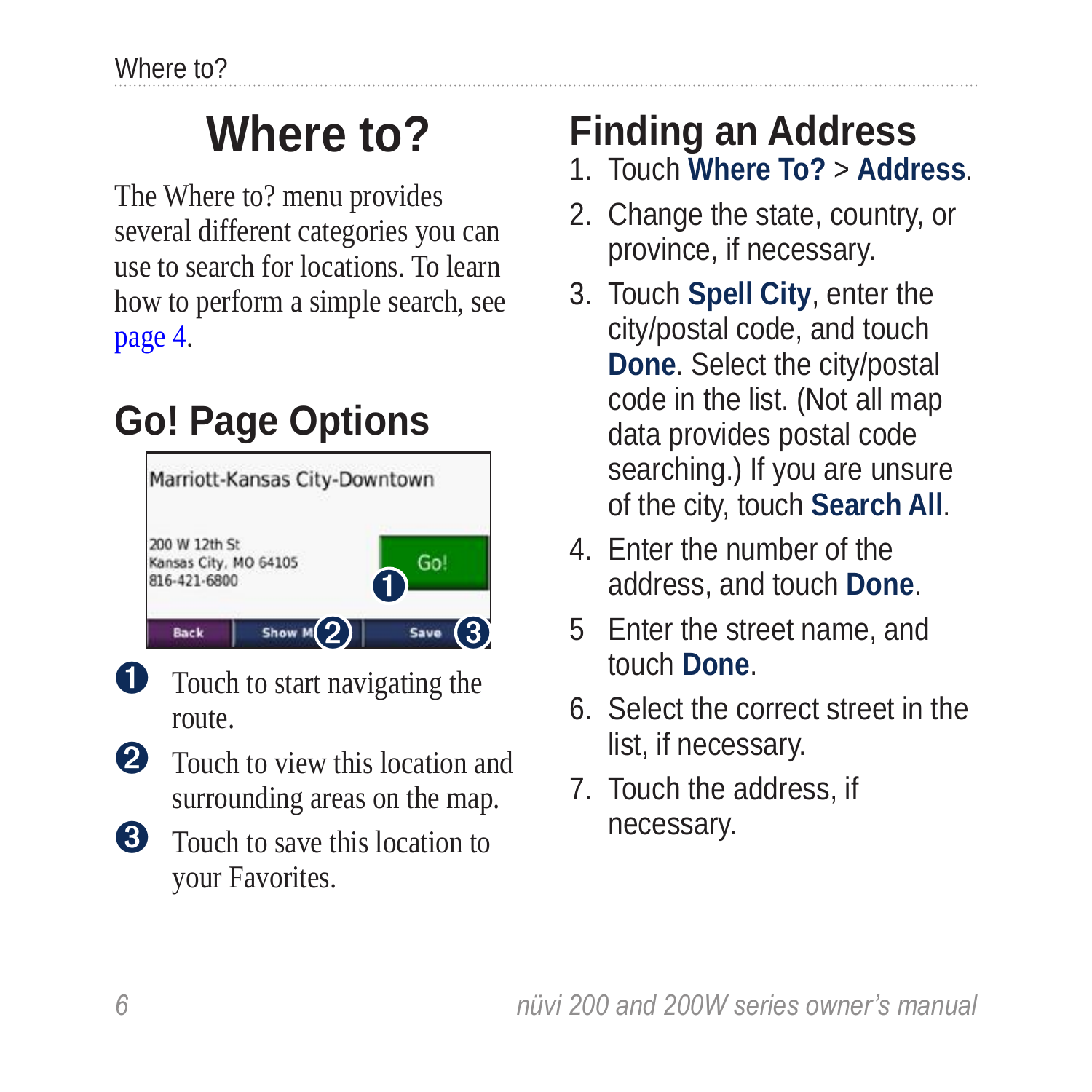# Where to?

The Where to? menu provides several different categories you can use to search for locations. To learn how to perform a simple search, see page 4.

## Go! Page Options

Marriott-Kansas City-Downtown

200 W 12th St
Kansas City, MO 64105
816-421-6800

Go!

Back | Show M | Save

➊ Touch to start navigating the route.

➋ Touch to view this location and surrounding areas on the map.

➌ Touch to save this location to your Favorites.

## Finding an Address

1. Touch **Where To?** > **Address**.
2. Change the state, country, or province, if necessary.
3. Touch **Spell City**, enter the city/postal code, and touch **Done**. Select the city/postal code in the list. (Not all map data provides postal code searching.) If you are unsure of the city, touch **Search All**.
4. Enter the number of the address, and touch **Done**.
5. Enter the street name, and touch **Done**.
6. Select the correct street in the list, if necessary.
7. Touch the address, if necessary.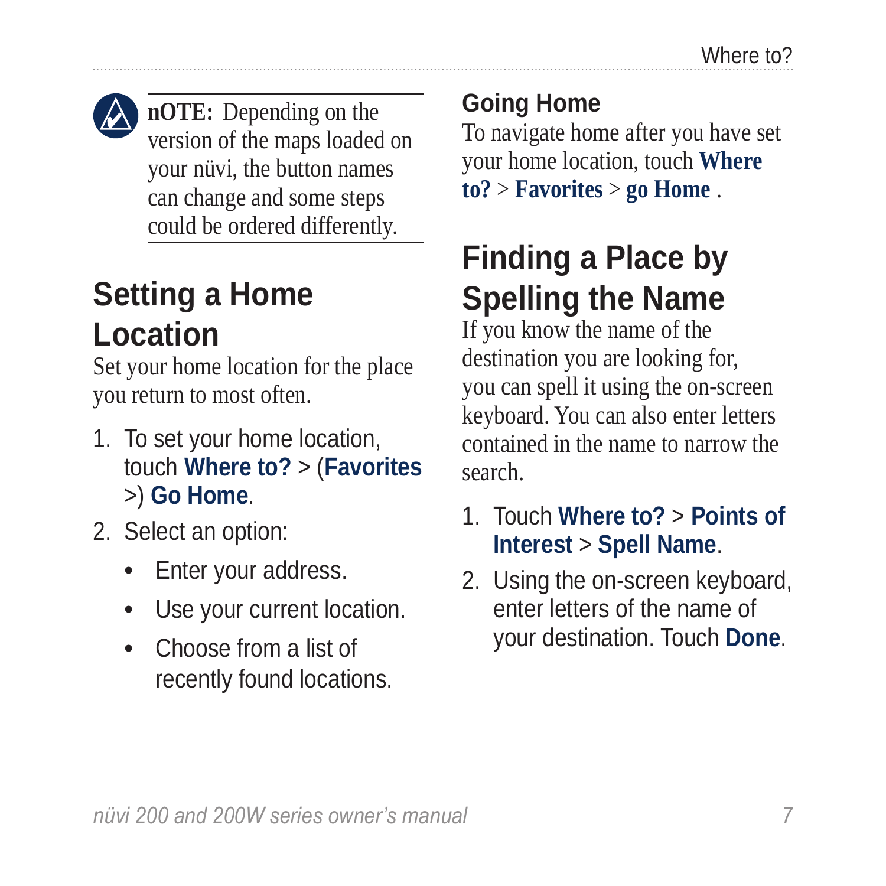**nOTE:** Depending on the version of the maps loaded on your nüvi, the button names can change and some steps could be ordered differently.

## Setting a Home Location

Set your home location for the place you return to most often.

1. To set your home location, touch **Where to?** > (**Favorites** >) **Go Home**.
2. Select an option:
   - Enter your address.
   - Use your current location.
   - Choose from a list of recently found locations.

### Going Home

To navigate home after you have set your home location, touch **Where to?** > **Favorites** > **go Home** .

## Finding a Place by Spelling the Name

If you know the name of the destination you are looking for, you can spell it using the on-screen keyboard. You can also enter letters contained in the name to narrow the search.

1. Touch **Where to?** > **Points of Interest** > **Spell Name**.
2. Using the on-screen keyboard, enter letters of the name of your destination. Touch **Done**.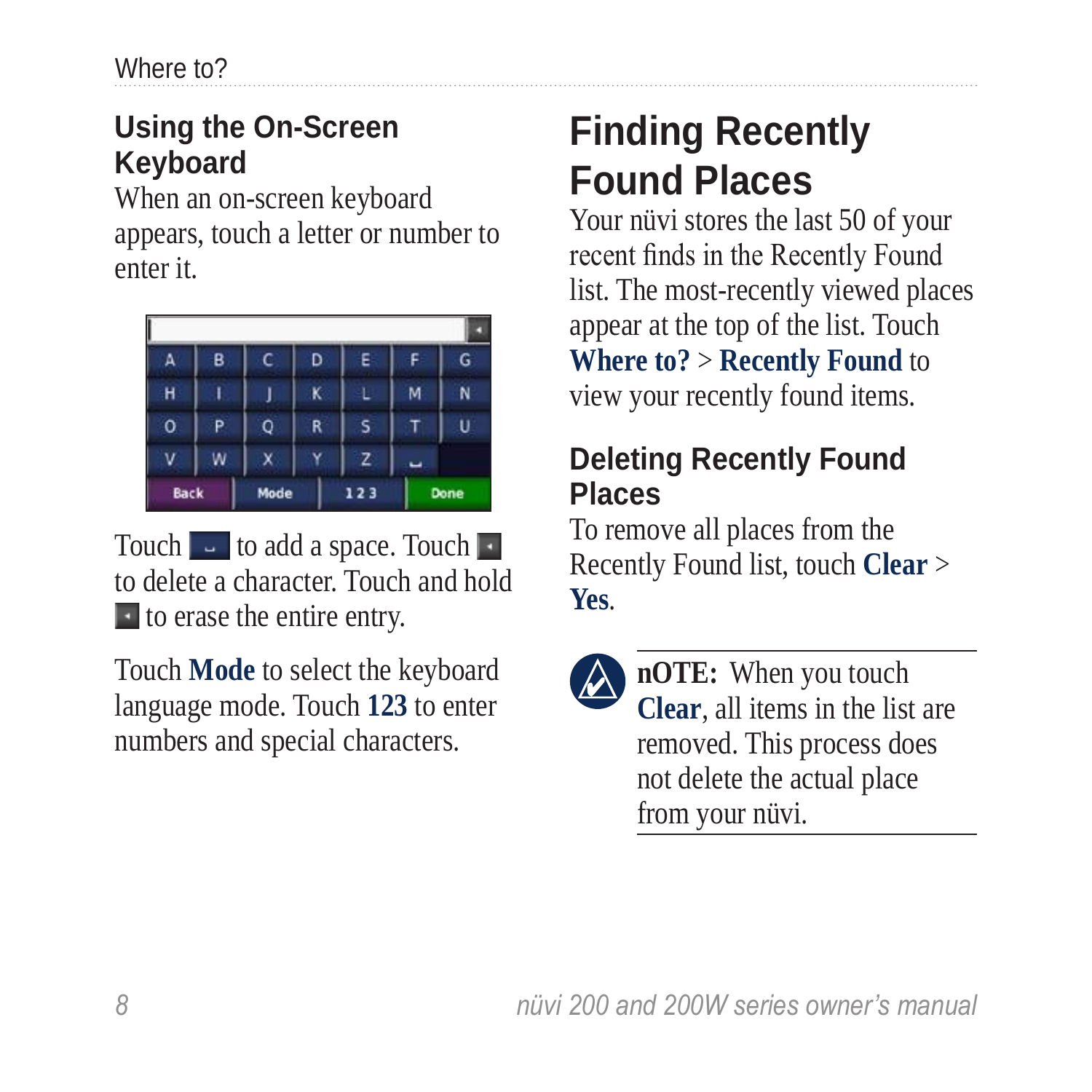## Using the On-Screen Keyboard

When an on-screen keyboard appears, touch a letter or number to enter it.

Touch the space key to add a space. Touch the delete key to delete a character. Touch and hold the delete key to erase the entire entry.

Touch **Mode** to select the keyboard language mode. Touch **123** to enter numbers and special characters.

# Finding Recently Found Places

Your nüvi stores the last 50 of your recent finds in the Recently Found list. The most-recently viewed places appear at the top of the list. Touch **Where to?** > **Recently Found** to view your recently found items.

## Deleting Recently Found Places

To remove all places from the Recently Found list, touch **Clear** > **Yes**.

**nOTE:** When you touch **Clear**, all items in the list are removed. This process does not delete the actual place from your nüvi.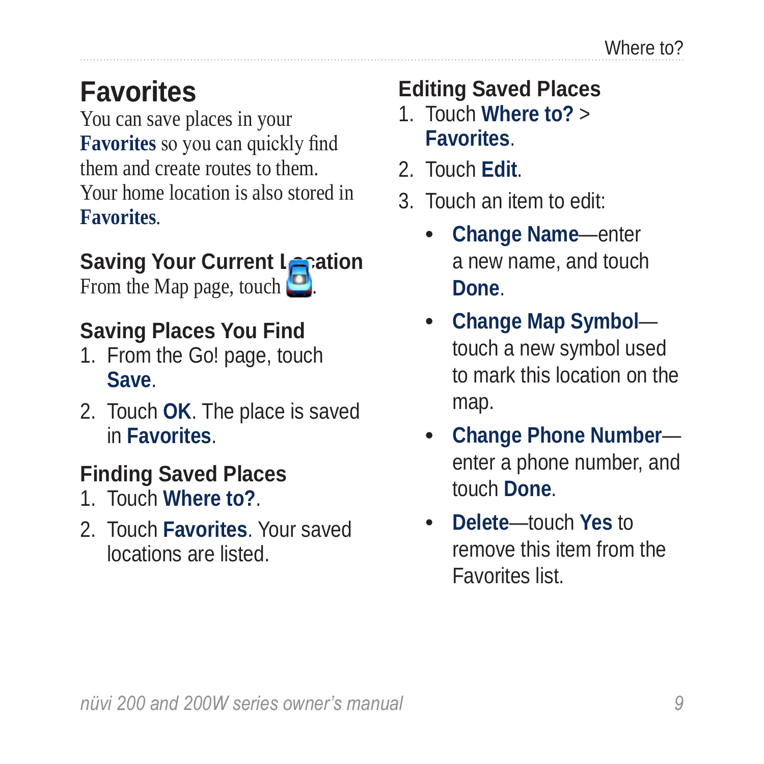# Favorites

You can save places in your **Favorites** so you can quickly find them and create routes to them. Your home location is also stored in **Favorites**.

## Saving Your Current Location

From the Map page, touch .

## Saving Places You Find

1. From the Go! page, touch **Save**.
2. Touch **OK**. The place is saved in **Favorites**.

## Finding Saved Places

1. Touch **Where to?**.
2. Touch **Favorites**. Your saved locations are listed.

## Editing Saved Places

1. Touch **Where to?** > **Favorites**.
2. Touch **Edit**.
3. Touch an item to edit:
   - **Change Name**—enter a new name, and touch **Done**.
   - **Change Map Symbol**—touch a new symbol used to mark this location on the map.
   - **Change Phone Number**—enter a phone number, and touch **Done**.
   - **Delete**—touch **Yes** to remove this item from the Favorites list.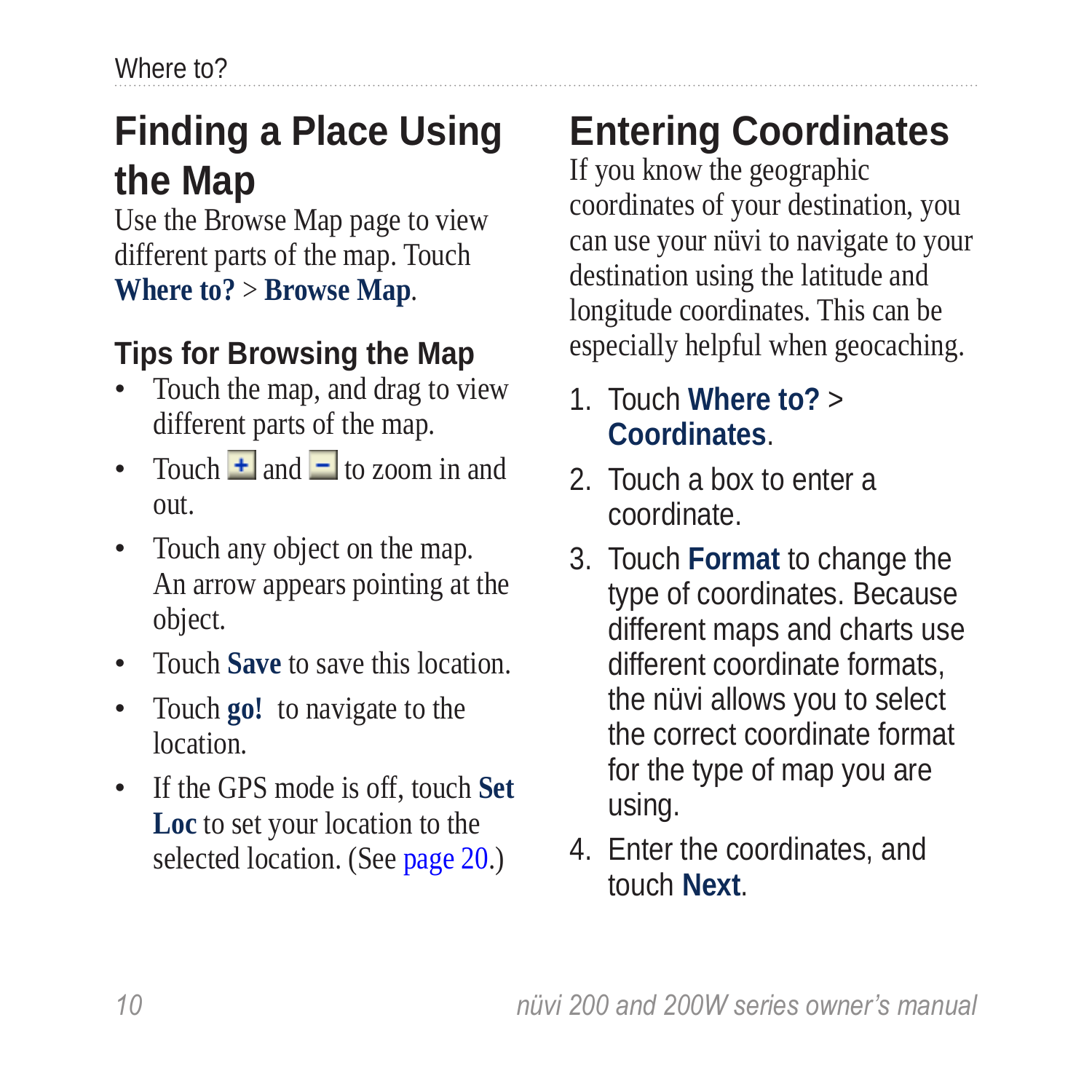## Finding a Place Using the Map

Use the Browse Map page to view different parts of the map. Touch **Where to?** > **Browse Map**.

### Tips for Browsing the Map

- Touch the map, and drag to view different parts of the map.
- Touch + and − to zoom in and out.
- Touch any object on the map. An arrow appears pointing at the object.
- Touch **Save** to save this location.
- Touch **go!** to navigate to the location.
- If the GPS mode is off, touch **Set Loc** to set your location to the selected location. (See page 20.)

## Entering Coordinates

If you know the geographic coordinates of your destination, you can use your nüvi to navigate to your destination using the latitude and longitude coordinates. This can be especially helpful when geocaching.

1. Touch **Where to?** > **Coordinates**.
2. Touch a box to enter a coordinate.
3. Touch **Format** to change the type of coordinates. Because different maps and charts use different coordinate formats, the nüvi allows you to select the correct coordinate format for the type of map you are using.
4. Enter the coordinates, and touch **Next**.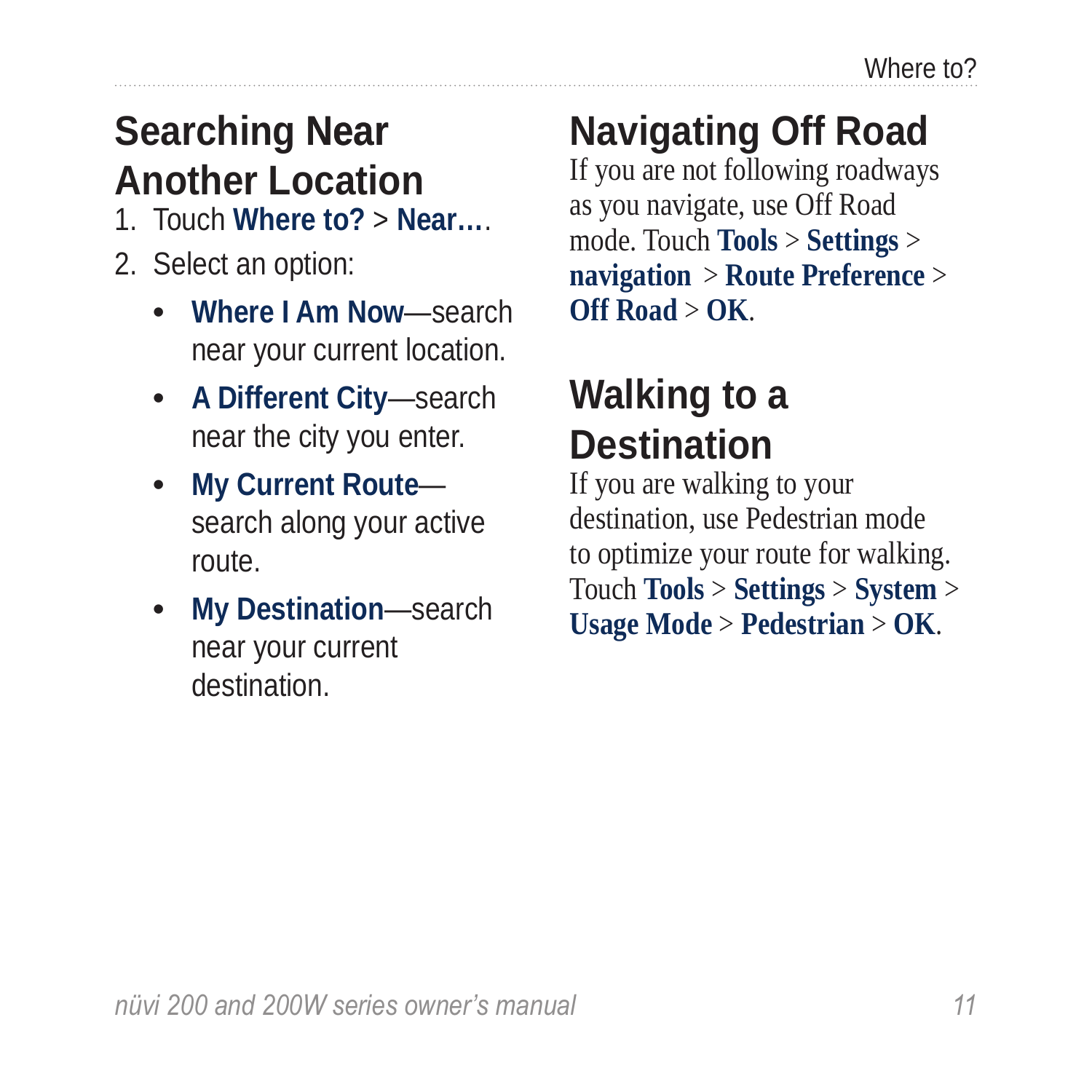## Searching Near Another Location

1. Touch **Where to?** > **Near…**.
2. Select an option:
   - **Where I Am Now**—search near your current location.
   - **A Different City**—search near the city you enter.
   - **My Current Route**—search along your active route.
   - **My Destination**—search near your current destination.

## Navigating Off Road

If you are not following roadways as you navigate, use Off Road mode. Touch **Tools** > **Settings** > **navigation** > **Route Preference** > **Off Road** > **OK**.

## Walking to a Destination

If you are walking to your destination, use Pedestrian mode to optimize your route for walking. Touch **Tools** > **Settings** > **System** > **Usage Mode** > **Pedestrian** > **OK**.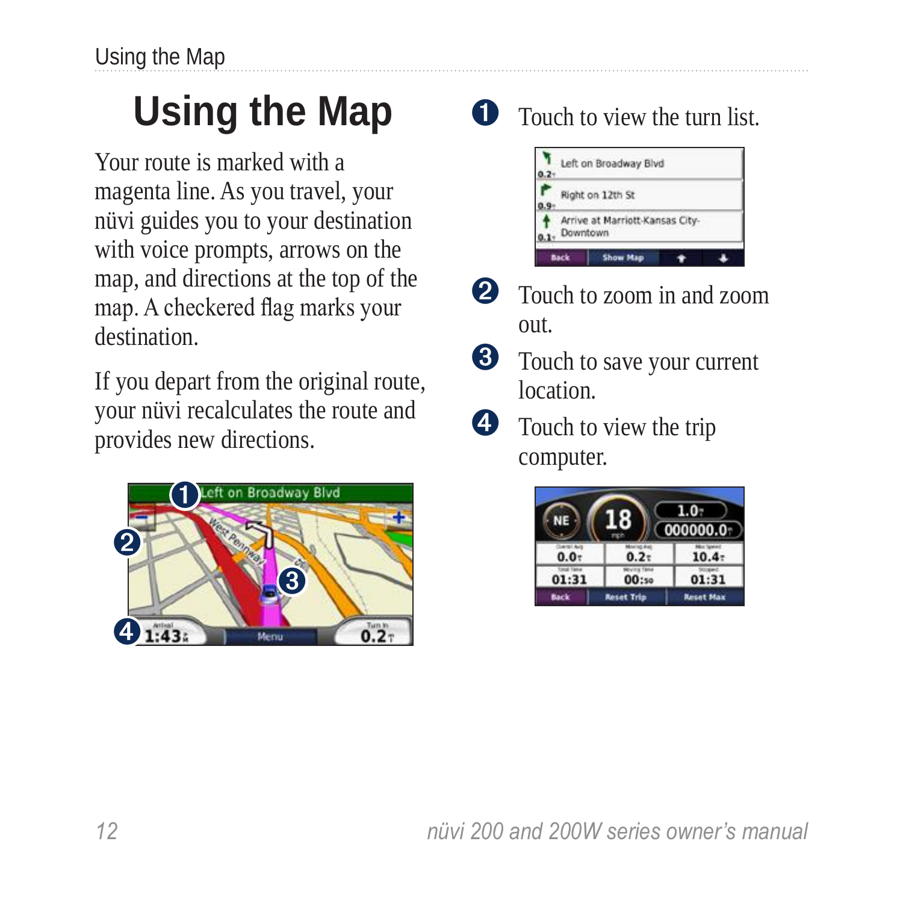# Using the Map

Your route is marked with a magenta line. As you travel, your nüvi guides you to your destination with voice prompts, arrows on the map, and directions at the top of the map. A checkered flag marks your destination.

If you depart from the original route, your nüvi recalculates the route and provides new directions.

➊ Touch to view the turn list.

➋ Touch to zoom in and zoom out.

➌ Touch to save your current location.

➍ Touch to view the trip computer.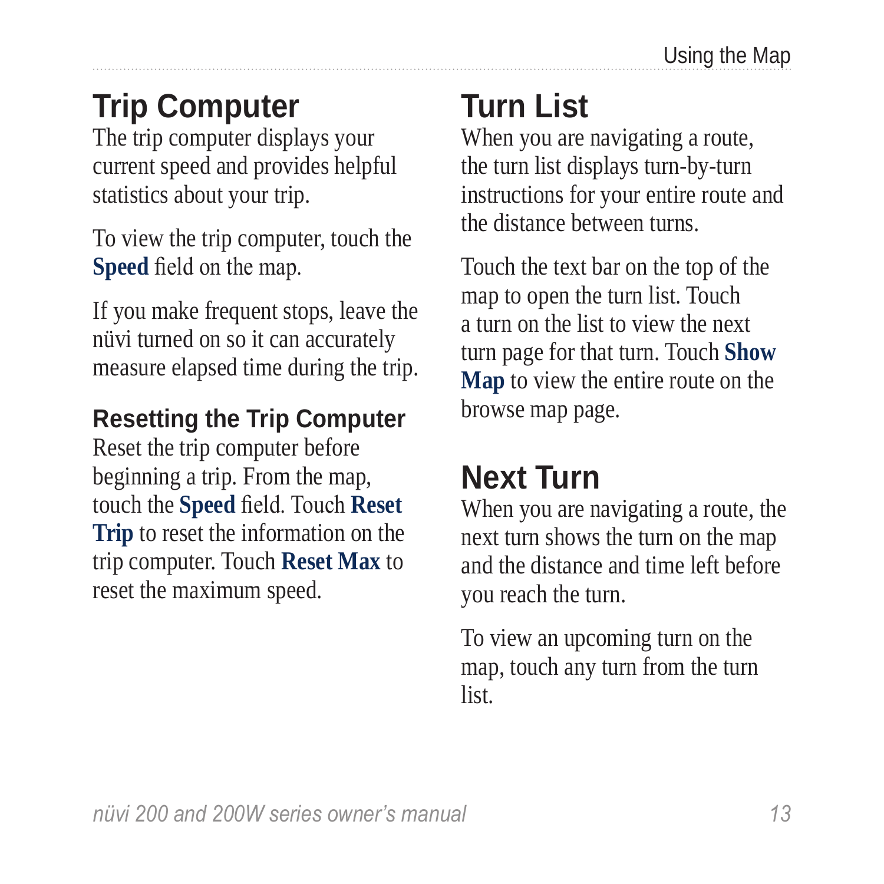## Trip Computer

The trip computer displays your current speed and provides helpful statistics about your trip.

To view the trip computer, touch the **Speed** field on the map.

If you make frequent stops, leave the nüvi turned on so it can accurately measure elapsed time during the trip.

### Resetting the Trip Computer

Reset the trip computer before beginning a trip. From the map, touch the **Speed** field. Touch **Reset Trip** to reset the information on the trip computer. Touch **Reset Max** to reset the maximum speed.

## Turn List

When you are navigating a route, the turn list displays turn-by-turn instructions for your entire route and the distance between turns.

Touch the text bar on the top of the map to open the turn list. Touch a turn on the list to view the next turn page for that turn. Touch **Show Map** to view the entire route on the browse map page.

## Next Turn

When you are navigating a route, the next turn shows the turn on the map and the distance and time left before you reach the turn.

To view an upcoming turn on the map, touch any turn from the turn list.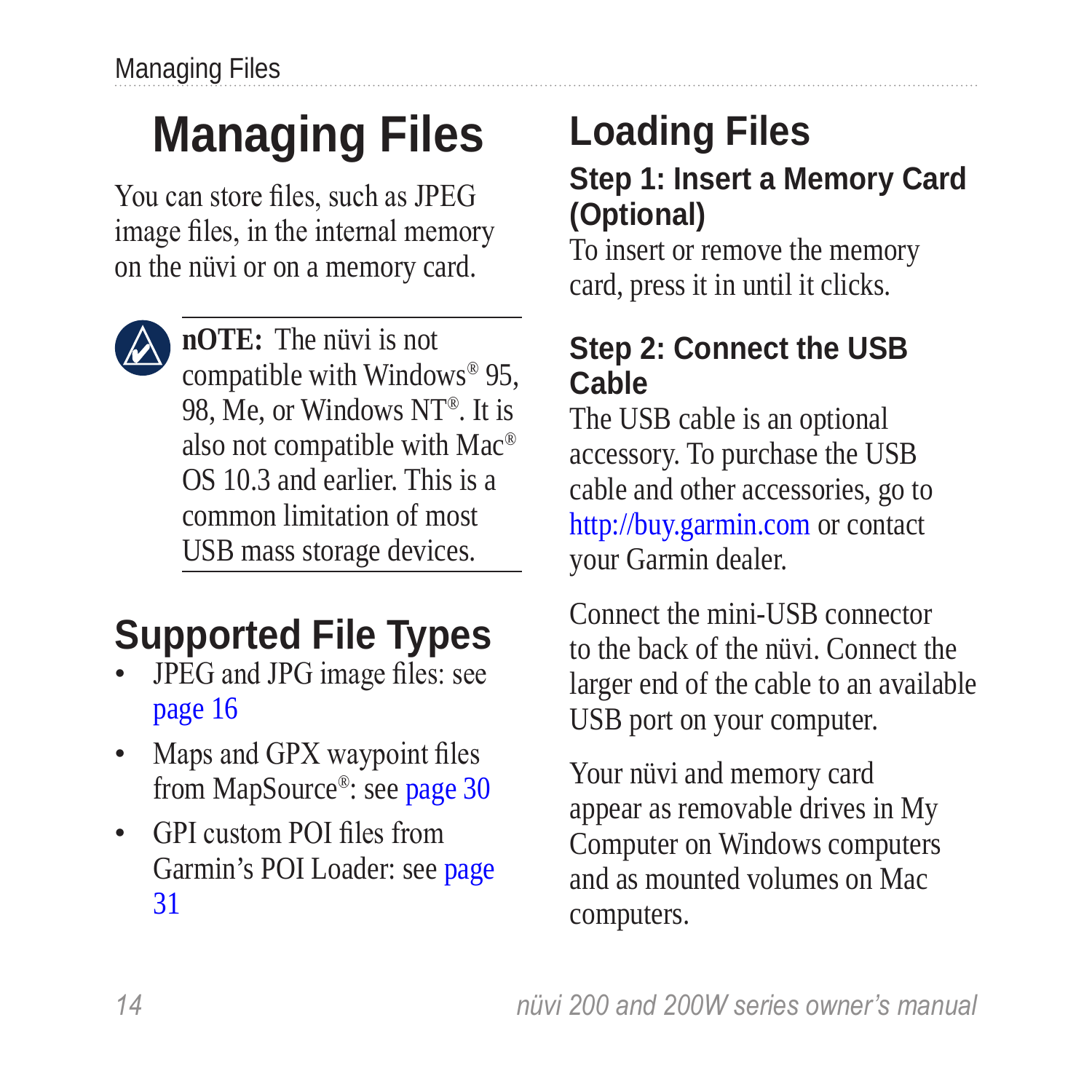# Managing Files

You can store files, such as JPEG image files, in the internal memory on the nüvi or on a memory card.

**nOTE:** The nüvi is not compatible with Windows® 95, 98, Me, or Windows NT®. It is also not compatible with Mac® OS 10.3 and earlier. This is a common limitation of most USB mass storage devices.

## Supported File Types

- JPEG and JPG image files: see page 16
- Maps and GPX waypoint files from MapSource®: see page 30
- GPI custom POI files from Garmin's POI Loader: see page 31

## Loading Files

### Step 1: Insert a Memory Card (Optional)

To insert or remove the memory card, press it in until it clicks.

### Step 2: Connect the USB Cable

The USB cable is an optional accessory. To purchase the USB cable and other accessories, go to http://buy.garmin.com or contact your Garmin dealer.

Connect the mini-USB connector to the back of the nüvi. Connect the larger end of the cable to an available USB port on your computer.

Your nüvi and memory card appear as removable drives in My Computer on Windows computers and as mounted volumes on Mac computers.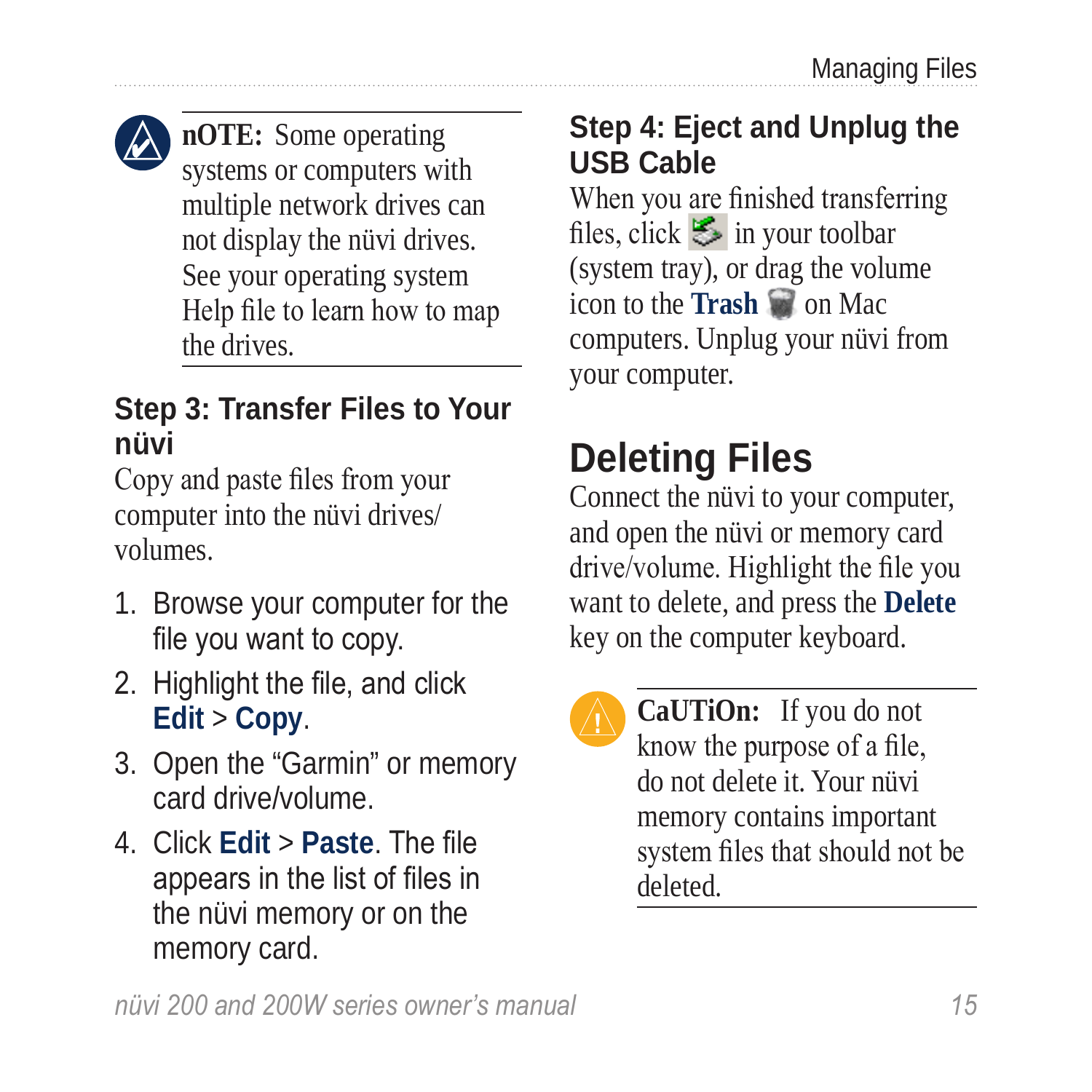**nOTE:** Some operating systems or computers with multiple network drives can not display the nüvi drives. See your operating system Help file to learn how to map the drives.

### Step 3: Transfer Files to Your nüvi

Copy and paste files from your computer into the nüvi drives/volumes.

1. Browse your computer for the file you want to copy.
2. Highlight the file, and click **Edit** > **Copy**.
3. Open the "Garmin" or memory card drive/volume.
4. Click **Edit** > **Paste**. The file appears in the list of files in the nüvi memory or on the memory card.

### Step 4: Eject and Unplug the USB Cable

When you are finished transferring files, click in your toolbar (system tray), or drag the volume icon to the **Trash** on Mac computers. Unplug your nüvi from your computer.

## Deleting Files

Connect the nüvi to your computer, and open the nüvi or memory card drive/volume. Highlight the file you want to delete, and press the **Delete** key on the computer keyboard.

**CaUTiOn:** If you do not know the purpose of a file, do not delete it. Your nüvi memory contains important system files that should not be deleted.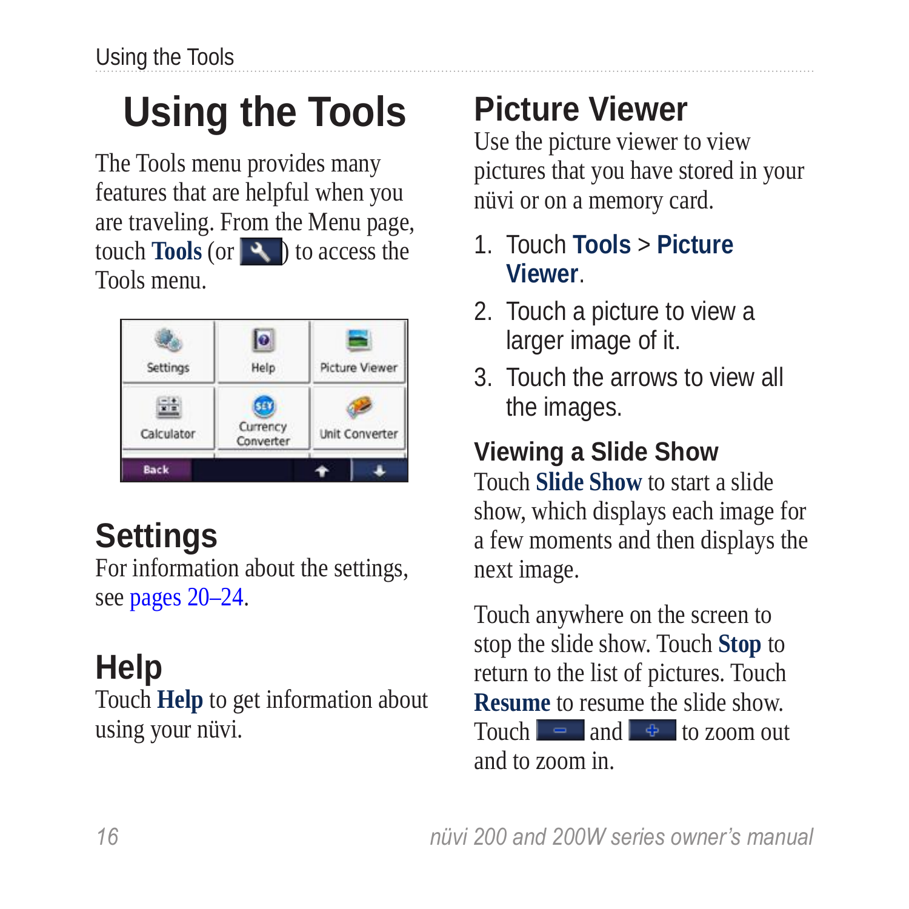# Using the Tools

The Tools menu provides many features that are helpful when you are traveling. From the Menu page, touch **Tools** (or ) to access the Tools menu.

## Settings

For information about the settings, see pages 20–24.

## Help

Touch **Help** to get information about using your nüvi.

## Picture Viewer

Use the picture viewer to view pictures that you have stored in your nüvi or on a memory card.

1. Touch **Tools** > **Picture Viewer**.
2. Touch a picture to view a larger image of it.
3. Touch the arrows to view all the images.

### Viewing a Slide Show

Touch **Slide Show** to start a slide show, which displays each image for a few moments and then displays the next image.

Touch anywhere on the screen to stop the slide show. Touch **Stop** to return to the list of pictures. Touch **Resume** to resume the slide show. Touch  and  to zoom out and to zoom in.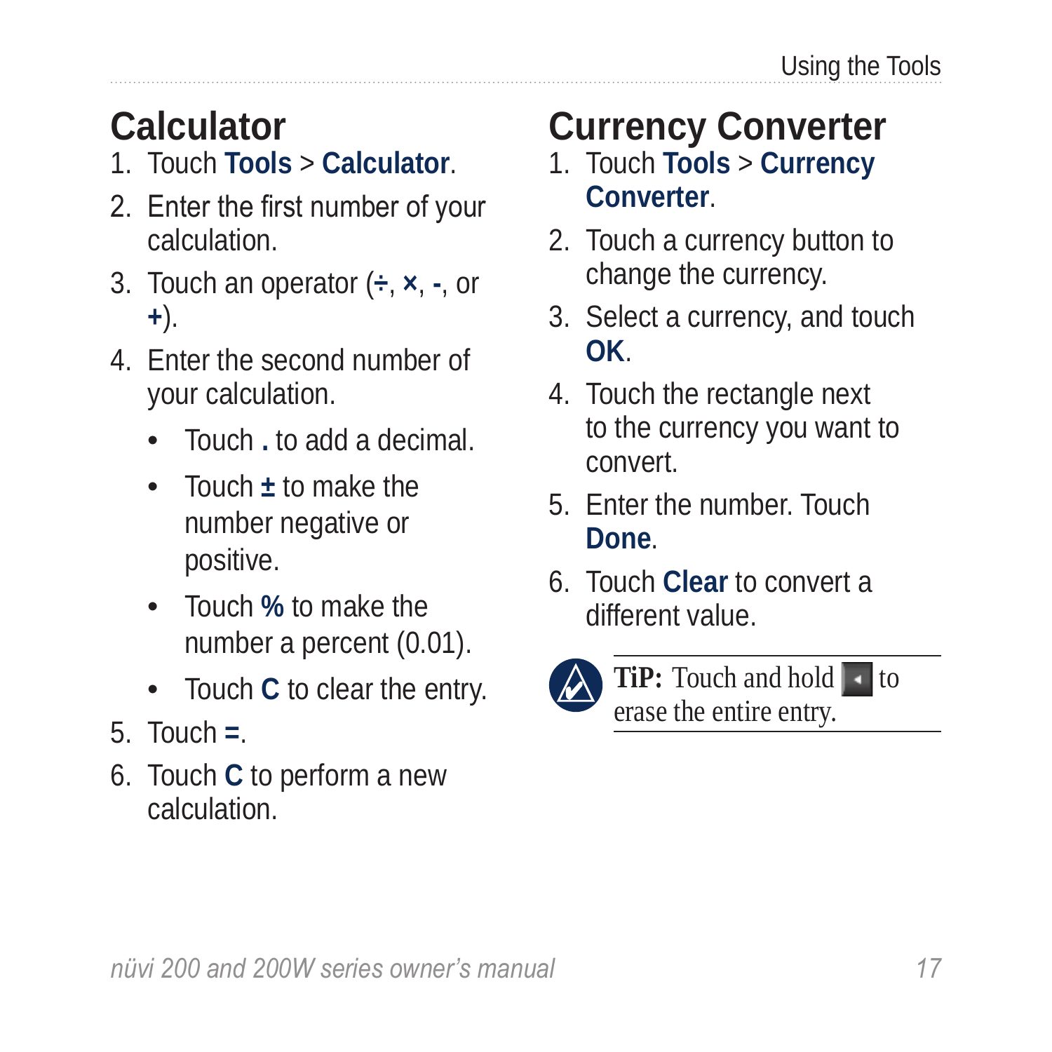## Calculator

1. Touch **Tools** > **Calculator**.
2. Enter the first number of your calculation.
3. Touch an operator (**÷**, **×**, **-**, or **+**).
4. Enter the second number of your calculation.
   - Touch **.** to add a decimal.
   - Touch **±** to make the number negative or positive.
   - Touch **%** to make the number a percent (0.01).
   - Touch **C** to clear the entry.
5. Touch **=**.
6. Touch **C** to perform a new calculation.

## Currency Converter

1. Touch **Tools** > **Currency Converter**.
2. Touch a currency button to change the currency.
3. Select a currency, and touch **OK**.
4. Touch the rectangle next to the currency you want to convert.
5. Enter the number. Touch **Done**.
6. Touch **Clear** to convert a different value.

**TiP:** Touch and hold ◄ to erase the entire entry.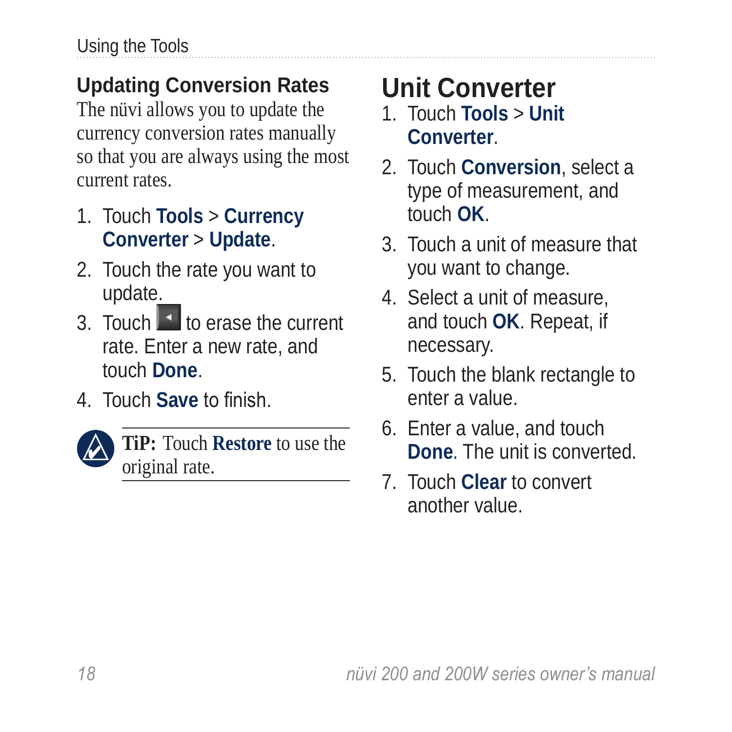### Updating Conversion Rates

The nüvi allows you to update the currency conversion rates manually so that you are always using the most current rates.

1. Touch **Tools** > **Currency Converter** > **Update**.
2. Touch the rate you want to update.
3. Touch ◂ to erase the current rate. Enter a new rate, and touch **Done**.
4. Touch **Save** to finish.

**TiP:** Touch **Restore** to use the original rate.

## Unit Converter

1. Touch **Tools** > **Unit Converter**.
2. Touch **Conversion**, select a type of measurement, and touch **OK**.
3. Touch a unit of measure that you want to change.
4. Select a unit of measure, and touch **OK**. Repeat, if necessary.
5. Touch the blank rectangle to enter a value.
6. Enter a value, and touch **Done**. The unit is converted.
7. Touch **Clear** to convert another value.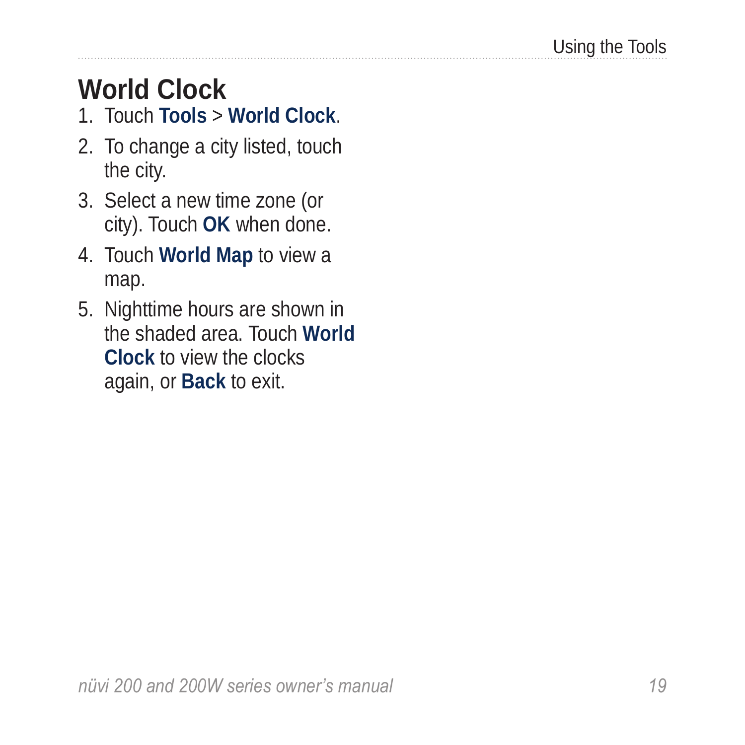## World Clock

1. Touch **Tools** > **World Clock**.
2. To change a city listed, touch the city.
3. Select a new time zone (or city). Touch **OK** when done.
4. Touch **World Map** to view a map.
5. Nighttime hours are shown in the shaded area. Touch **World Clock** to view the clocks again, or **Back** to exit.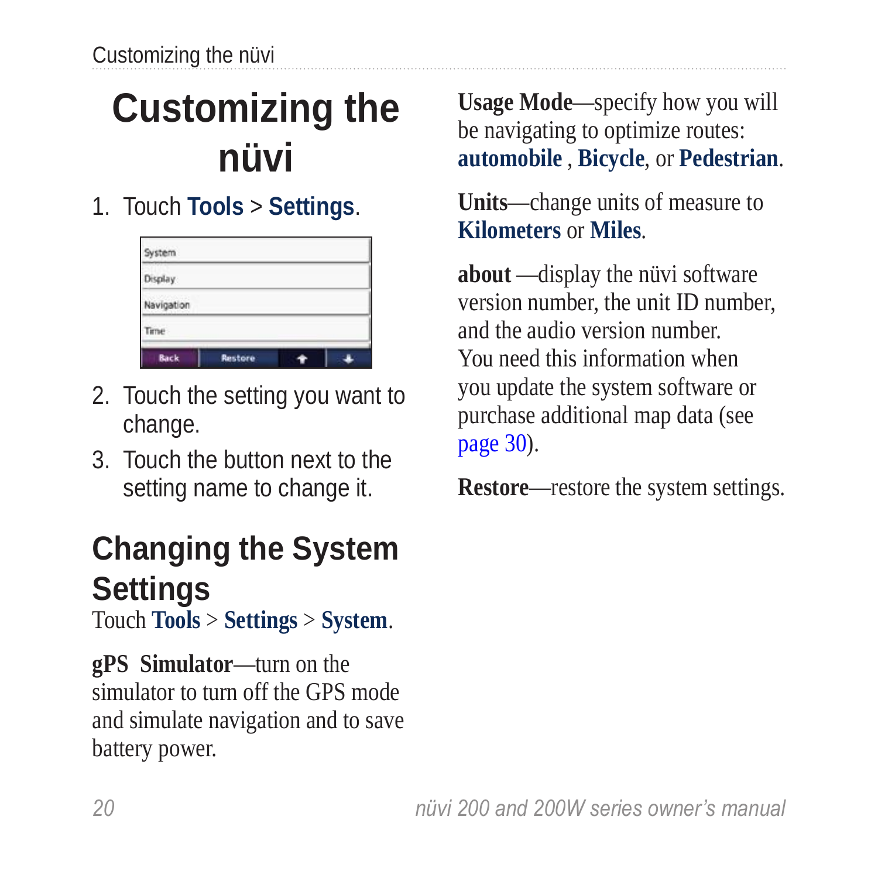# Customizing the nüvi

1. Touch **Tools** > **Settings**.

System
Display
Navigation
Time
Back Restore

2. Touch the setting you want to change.
3. Touch the button next to the setting name to change it.

## Changing the System Settings

Touch **Tools** > **Settings** > **System**.

**gPS Simulator**—turn on the simulator to turn off the GPS mode and simulate navigation and to save battery power.

**Usage Mode**—specify how you will be navigating to optimize routes: **automobile** , **Bicycle**, or **Pedestrian**.

**Units**—change units of measure to **Kilometers** or **Miles**.

**about** —display the nüvi software version number, the unit ID number, and the audio version number. You need this information when you update the system software or purchase additional map data (see page 30).

**Restore**—restore the system settings.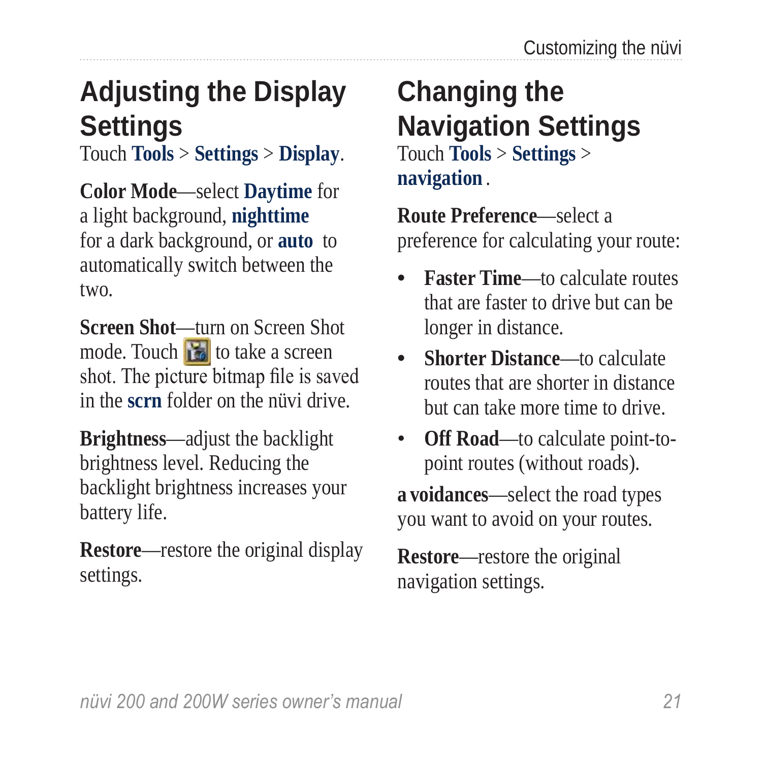## Adjusting the Display Settings

Touch **Tools** > **Settings** > **Display**.

**Color Mode**—select **Daytime** for a light background, **nighttime** for a dark background, or **auto** to automatically switch between the two.

**Screen Shot**—turn on Screen Shot mode. Touch  to take a screen shot. The picture bitmap file is saved in the **scrn** folder on the nüvi drive.

**Brightness**—adjust the backlight brightness level. Reducing the backlight brightness increases your battery life.

**Restore**—restore the original display settings.

## Changing the Navigation Settings

Touch **Tools** > **Settings** > **navigation** .

**Route Preference**—select a preference for calculating your route:

- **Faster Time**—to calculate routes that are faster to drive but can be longer in distance.
- **Shorter Distance**—to calculate routes that are shorter in distance but can take more time to drive.
- **Off Road**—to calculate point-to-point routes (without roads).

**a voidances**—select the road types you want to avoid on your routes.

**Restore**—restore the original navigation settings.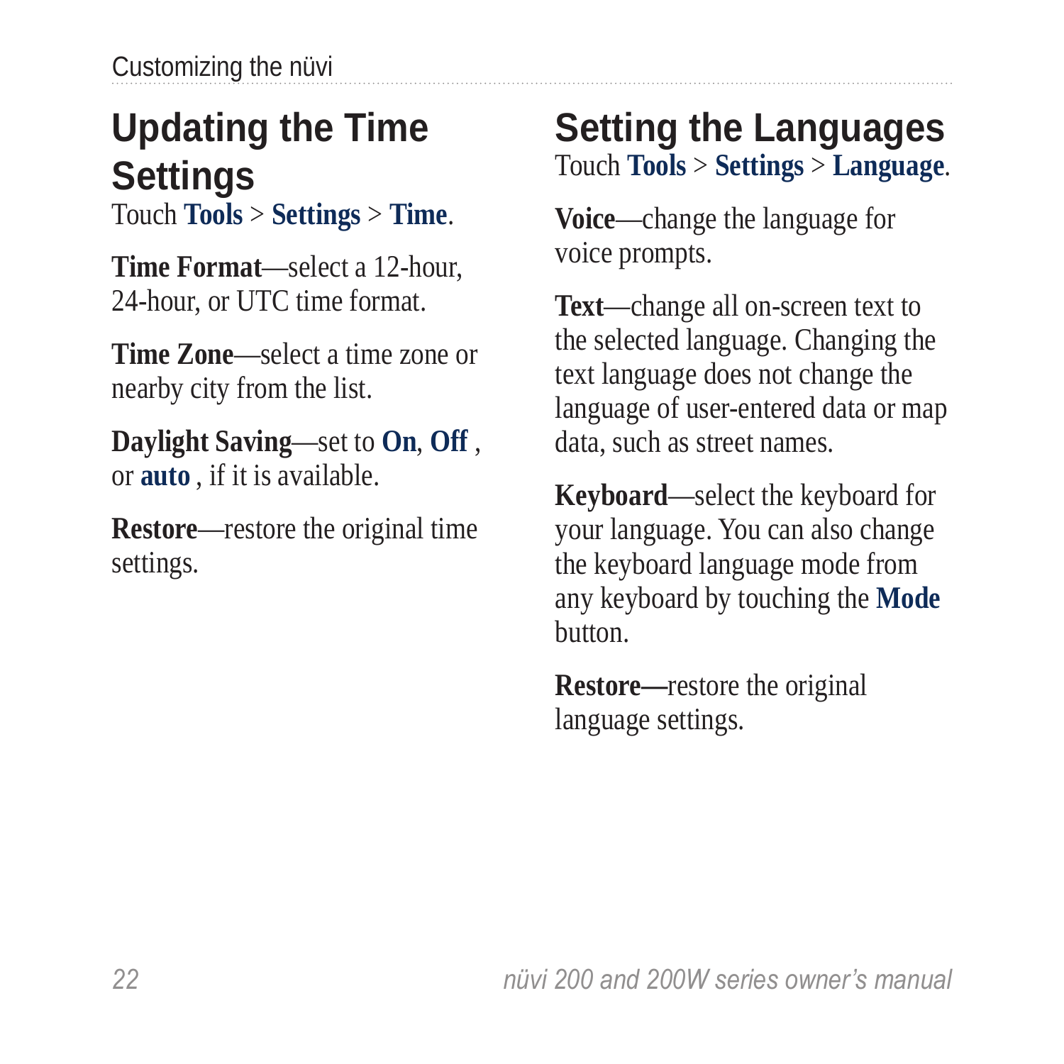## Updating the Time Settings

Touch **Tools** > **Settings** > **Time**.

**Time Format**—select a 12-hour, 24-hour, or UTC time format.

**Time Zone**—select a time zone or nearby city from the list.

**Daylight Saving**—set to **On**, **Off** , or **auto** , if it is available.

**Restore**—restore the original time settings.

## Setting the Languages

Touch **Tools** > **Settings** > **Language**.

**Voice**—change the language for voice prompts.

**Text**—change all on-screen text to the selected language. Changing the text language does not change the language of user-entered data or map data, such as street names.

**Keyboard**—select the keyboard for your language. You can also change the keyboard language mode from any keyboard by touching the **Mode** button.

**Restore—**restore the original language settings.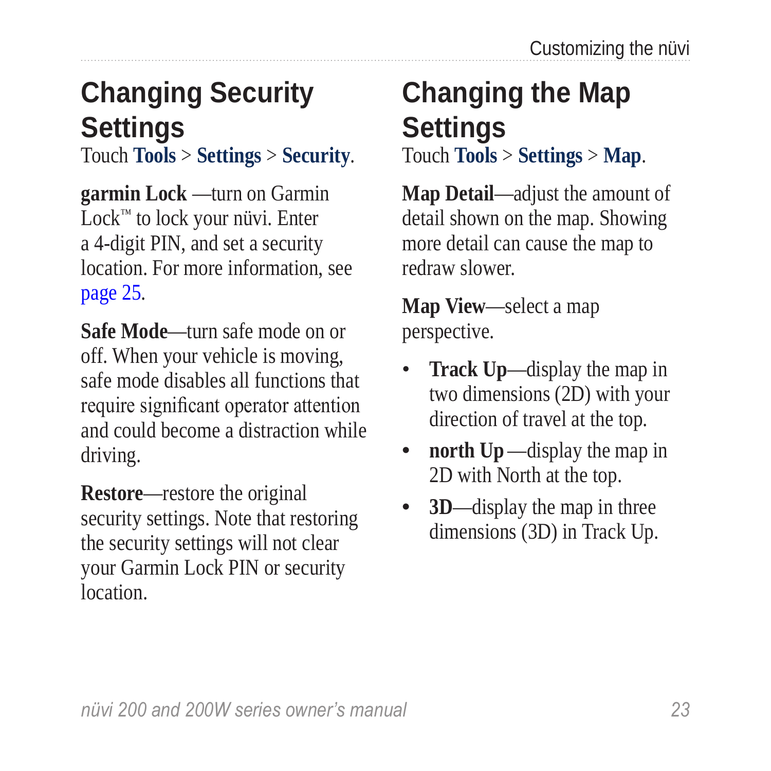## Changing Security Settings

Touch **Tools** > **Settings** > **Security**.

**garmin Lock** —turn on Garmin Lock™ to lock your nüvi. Enter a 4-digit PIN, and set a security location. For more information, see page 25.

**Safe Mode**—turn safe mode on or off. When your vehicle is moving, safe mode disables all functions that require significant operator attention and could become a distraction while driving.

**Restore**—restore the original security settings. Note that restoring the security settings will not clear your Garmin Lock PIN or security location.

## Changing the Map Settings

Touch **Tools** > **Settings** > **Map**.

**Map Detail**—adjust the amount of detail shown on the map. Showing more detail can cause the map to redraw slower.

**Map View**—select a map perspective.

- **Track Up**—display the map in two dimensions (2D) with your direction of travel at the top.
- **north Up** —display the map in 2D with North at the top.
- **3D**—display the map in three dimensions (3D) in Track Up.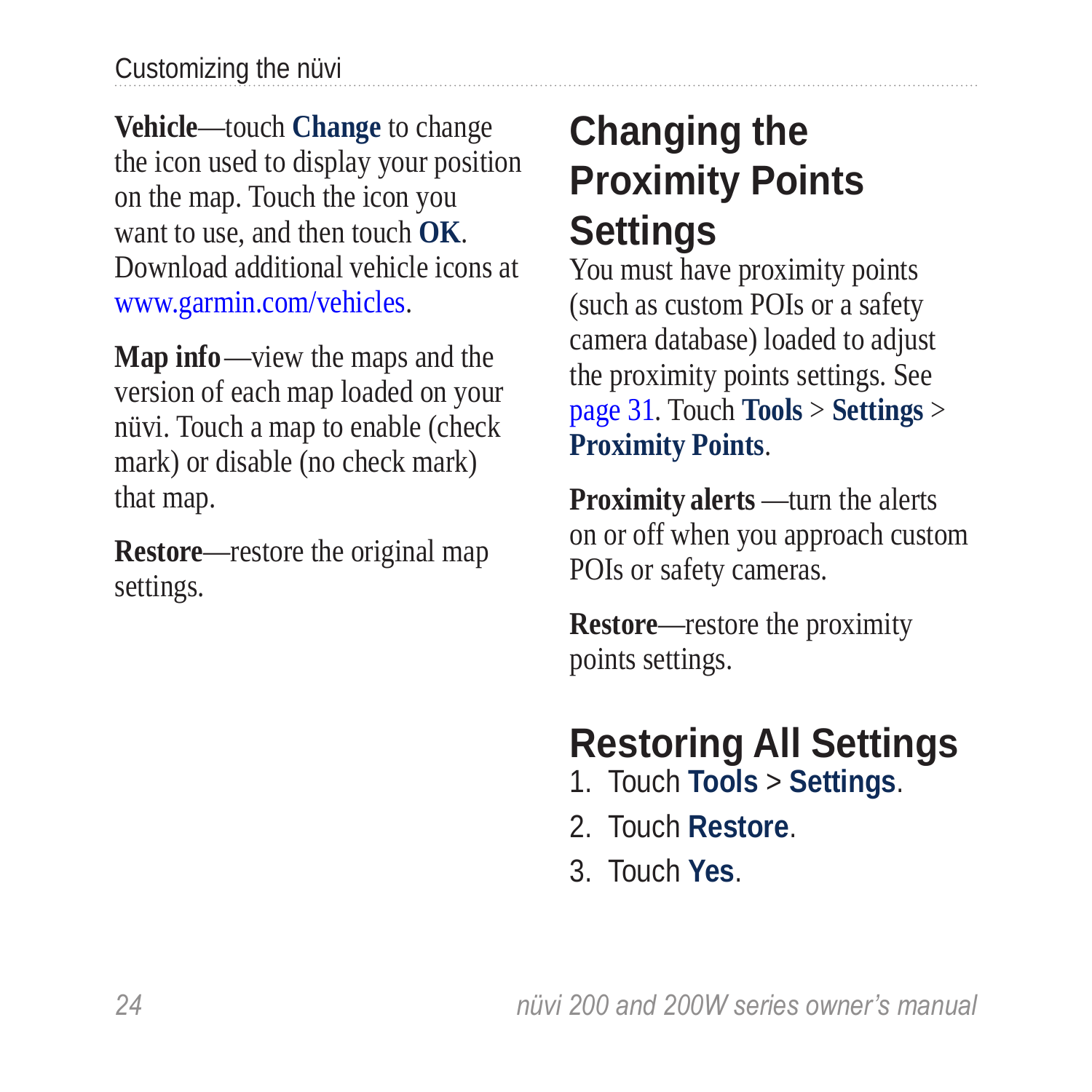**Vehicle**—touch **Change** to change the icon used to display your position on the map. Touch the icon you want to use, and then touch **OK**. Download additional vehicle icons at www.garmin.com/vehicles.

**Map info**—view the maps and the version of each map loaded on your nüvi. Touch a map to enable (check mark) or disable (no check mark) that map.

**Restore**—restore the original map settings.

## Changing the Proximity Points Settings

You must have proximity points (such as custom POIs or a safety camera database) loaded to adjust the proximity points settings. See page 31. Touch **Tools** > **Settings** > **Proximity Points**.

**Proximity alerts**—turn the alerts on or off when you approach custom POIs or safety cameras.

**Restore**—restore the proximity points settings.

## Restoring All Settings

1. Touch **Tools** > **Settings**.
2. Touch **Restore**.
3. Touch **Yes**.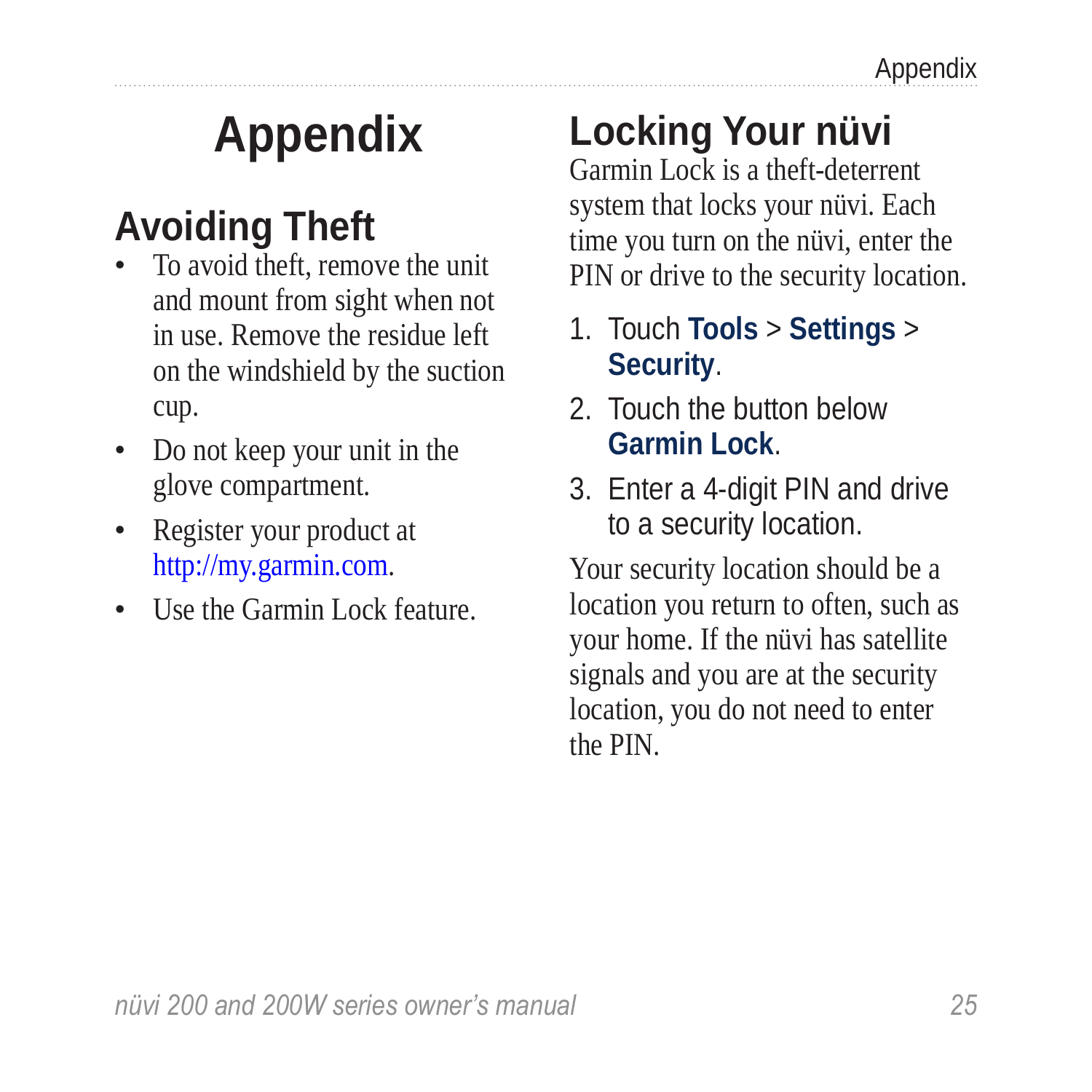# Appendix

## Avoiding Theft

- To avoid theft, remove the unit and mount from sight when not in use. Remove the residue left on the windshield by the suction cup.
- Do not keep your unit in the glove compartment.
- Register your product at http://my.garmin.com.
- Use the Garmin Lock feature.

## Locking Your nüvi

Garmin Lock is a theft-deterrent system that locks your nüvi. Each time you turn on the nüvi, enter the PIN or drive to the security location.

1. Touch **Tools** > **Settings** > **Security**.
2. Touch the button below **Garmin Lock**.
3. Enter a 4-digit PIN and drive to a security location.

Your security location should be a location you return to often, such as your home. If the nüvi has satellite signals and you are at the security location, you do not need to enter the PIN.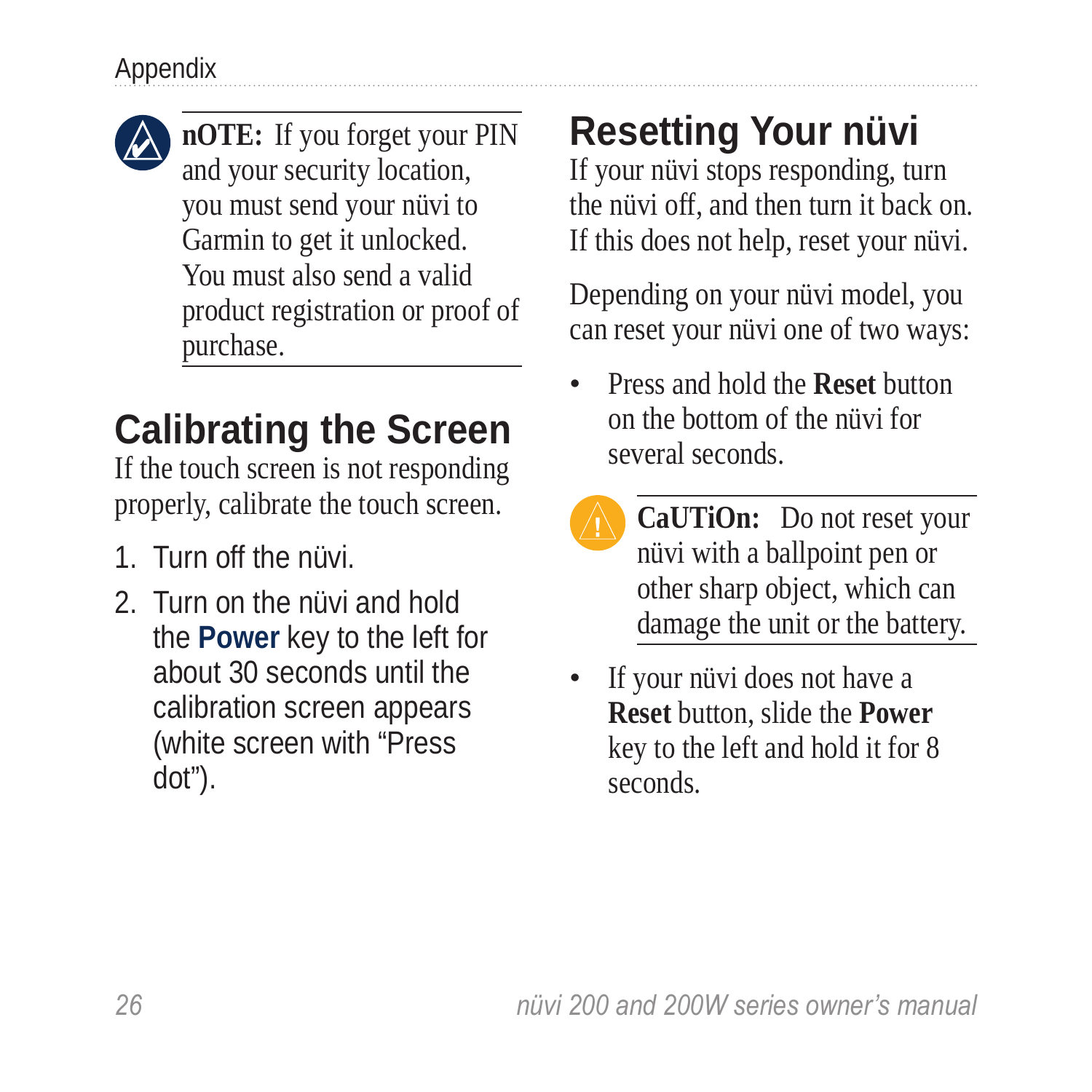**nOTE:** If you forget your PIN and your security location, you must send your nüvi to Garmin to get it unlocked. You must also send a valid product registration or proof of purchase.

## Calibrating the Screen

If the touch screen is not responding properly, calibrate the touch screen.

1. Turn off the nüvi.
2. Turn on the nüvi and hold the **Power** key to the left for about 30 seconds until the calibration screen appears (white screen with "Press dot").

## Resetting Your nüvi

If your nüvi stops responding, turn the nüvi off, and then turn it back on. If this does not help, reset your nüvi.

Depending on your nüvi model, you can reset your nüvi one of two ways:

- Press and hold the **Reset** button on the bottom of the nüvi for several seconds.

**CaUTiOn:** Do not reset your nüvi with a ballpoint pen or other sharp object, which can damage the unit or the battery.

- If your nüvi does not have a **Reset** button, slide the **Power** key to the left and hold it for 8 seconds.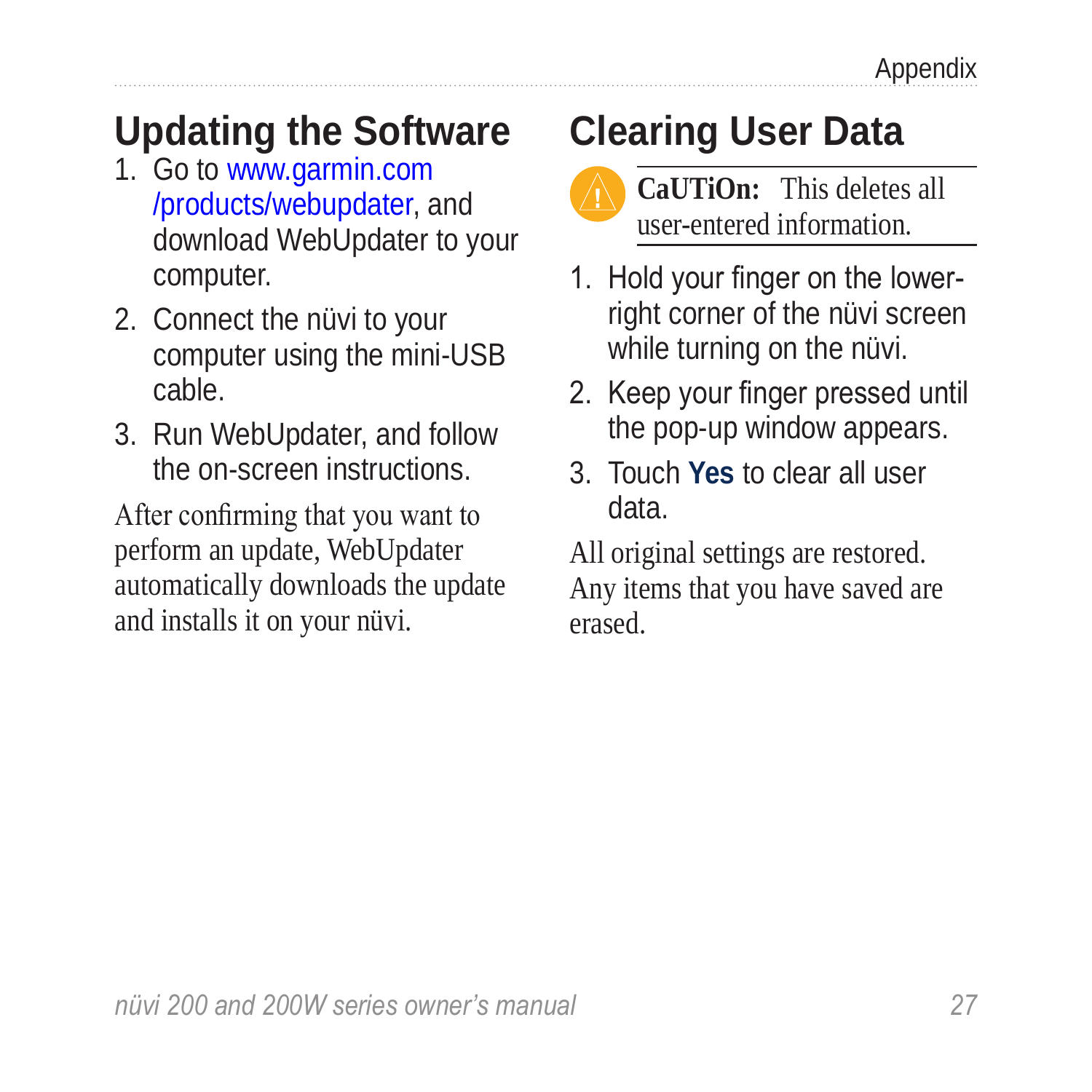## Updating the Software

1. Go to www.garmin.com/products/webupdater, and download WebUpdater to your computer.
2. Connect the nüvi to your computer using the mini-USB cable.
3. Run WebUpdater, and follow the on-screen instructions.

After confirming that you want to perform an update, WebUpdater automatically downloads the update and installs it on your nüvi.

## Clearing User Data

**CaUTiOn:** This deletes all user-entered information.

1. Hold your finger on the lower-right corner of the nüvi screen while turning on the nüvi.
2. Keep your finger pressed until the pop-up window appears.
3. Touch **Yes** to clear all user data.

All original settings are restored. Any items that you have saved are erased.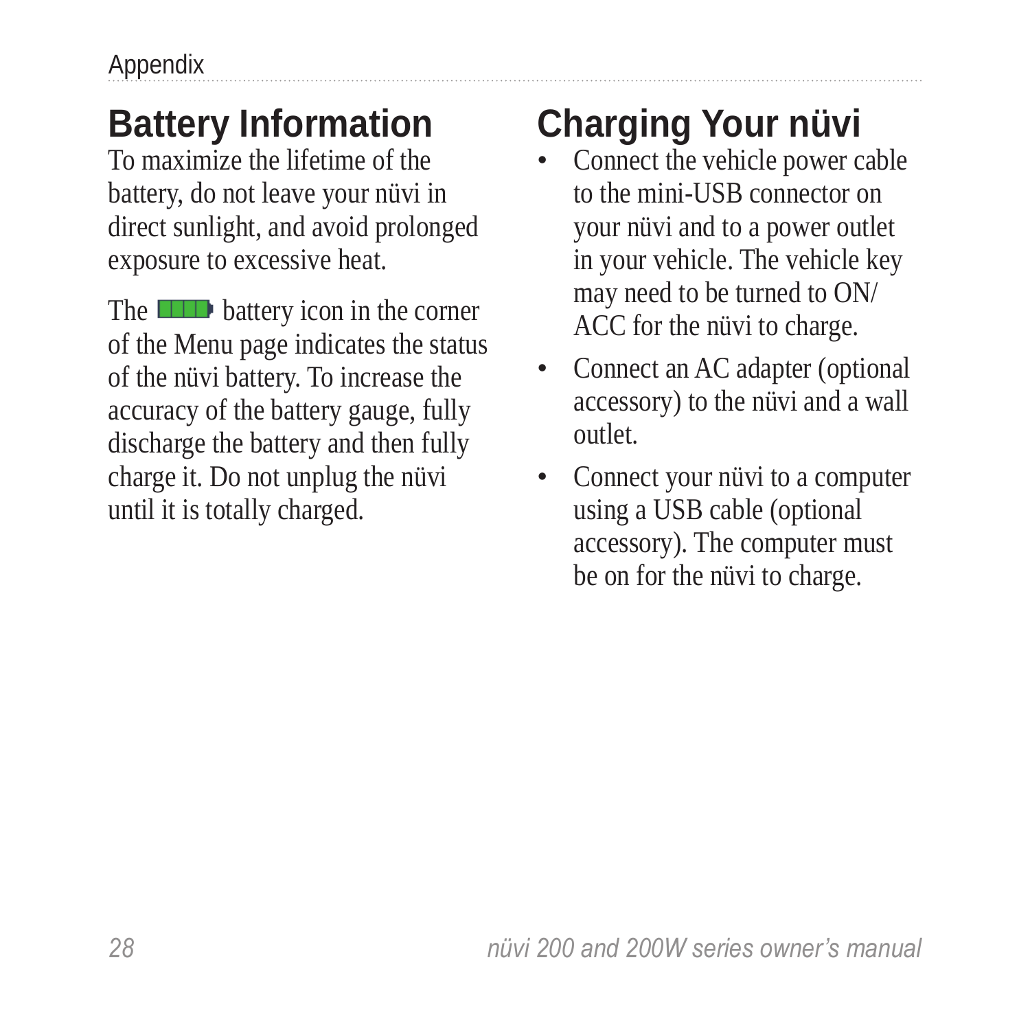## Battery Information

To maximize the lifetime of the battery, do not leave your nüvi in direct sunlight, and avoid prolonged exposure to excessive heat.

The battery icon in the corner of the Menu page indicates the status of the nüvi battery. To increase the accuracy of the battery gauge, fully discharge the battery and then fully charge it. Do not unplug the nüvi until it is totally charged.

## Charging Your nüvi

- Connect the vehicle power cable to the mini-USB connector on your nüvi and to a power outlet in your vehicle. The vehicle key may need to be turned to ON/ACC for the nüvi to charge.
- Connect an AC adapter (optional accessory) to the nüvi and a wall outlet.
- Connect your nüvi to a computer using a USB cable (optional accessory). The computer must be on for the nüvi to charge.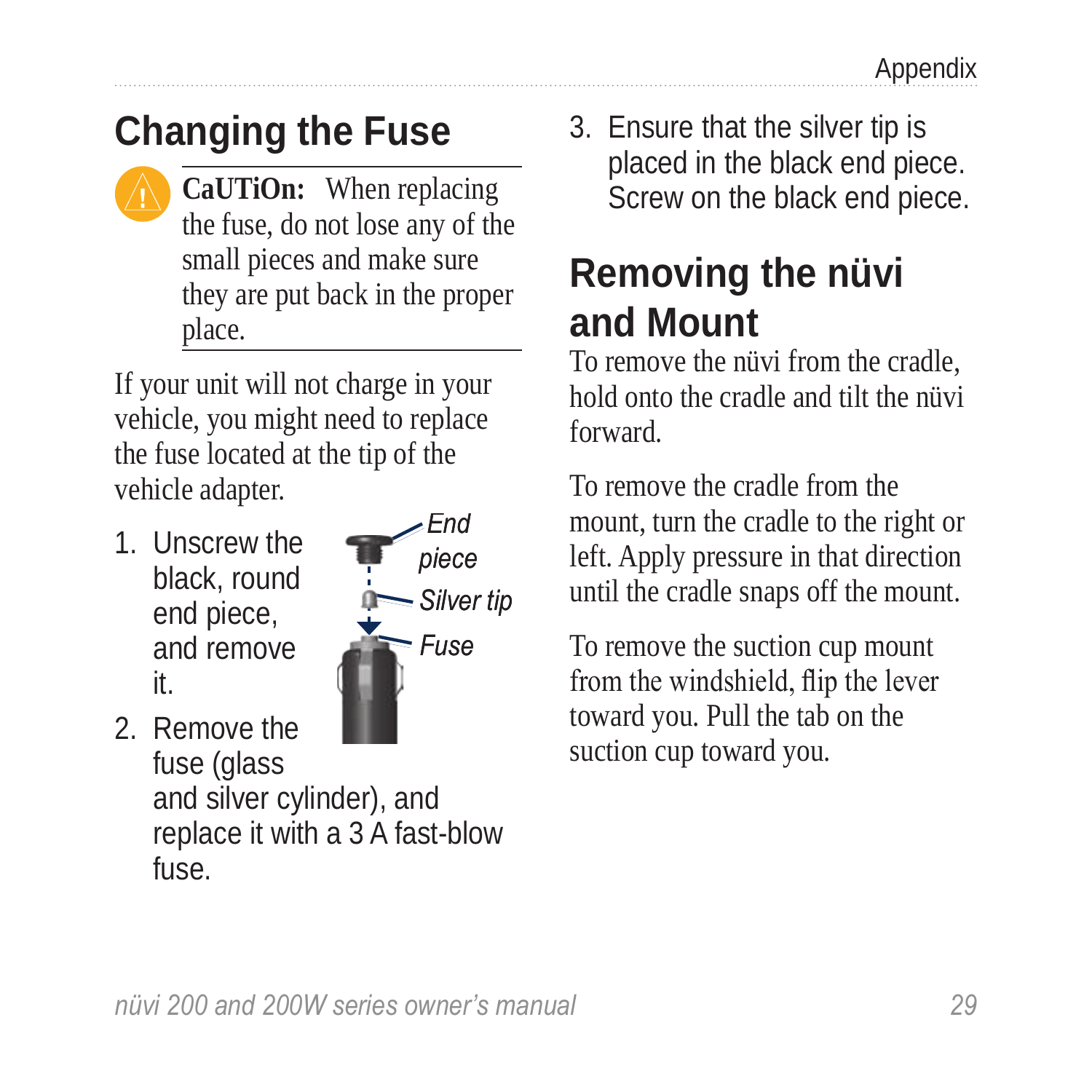## Changing the Fuse

> **CaUTiOn:** When replacing the fuse, do not lose any of the small pieces and make sure they are put back in the proper place.

If your unit will not charge in your vehicle, you might need to replace the fuse located at the tip of the vehicle adapter.

End piece

Silver tip

Fuse

1. Unscrew the black, round end piece, and remove it.
2. Remove the fuse (glass and silver cylinder), and replace it with a 3 A fast-blow fuse.
3. Ensure that the silver tip is placed in the black end piece. Screw on the black end piece.

## Removing the nüvi and Mount

To remove the nüvi from the cradle, hold onto the cradle and tilt the nüvi forward.

To remove the cradle from the mount, turn the cradle to the right or left. Apply pressure in that direction until the cradle snaps off the mount.

To remove the suction cup mount from the windshield, flip the lever toward you. Pull the tab on the suction cup toward you.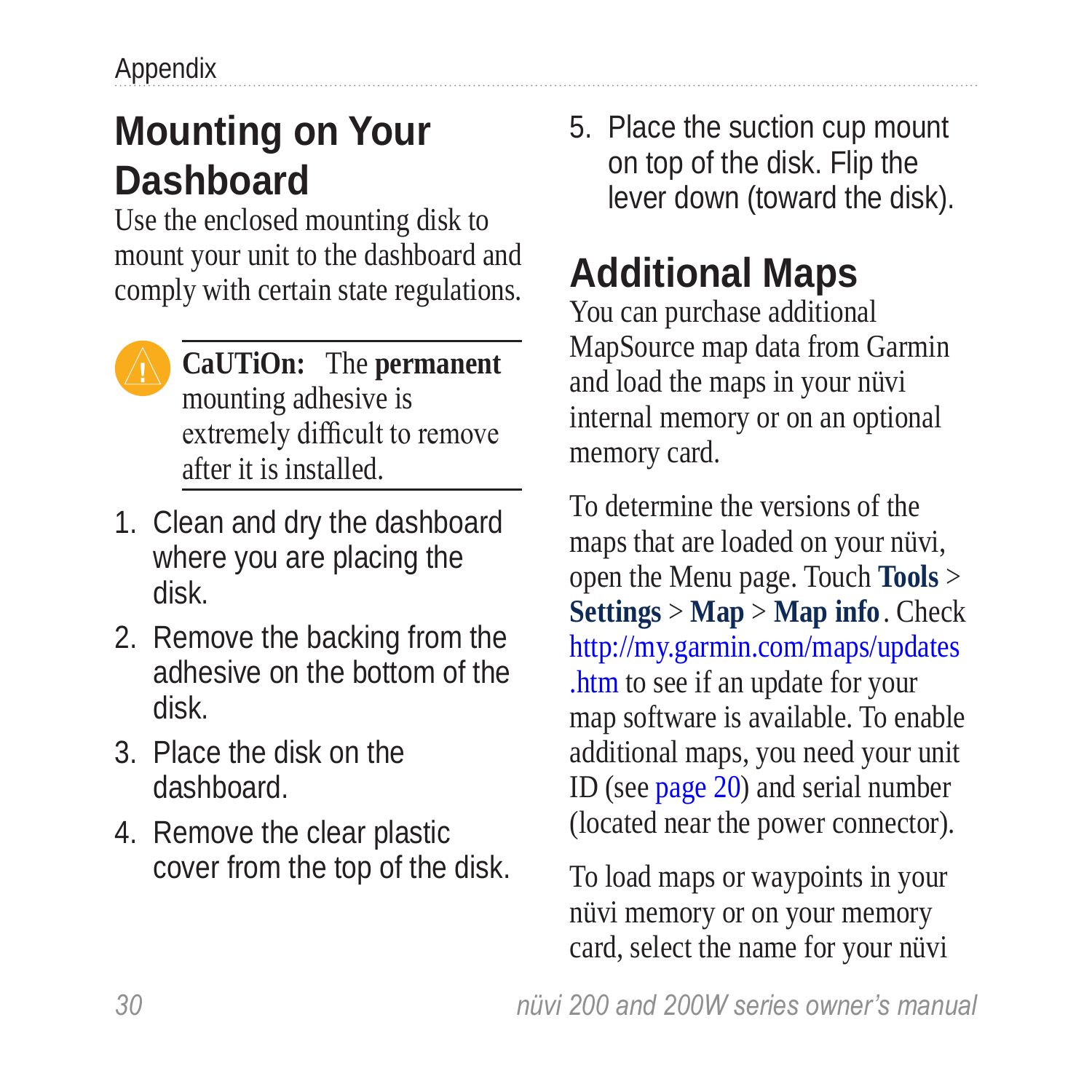## Mounting on Your Dashboard

Use the enclosed mounting disk to mount your unit to the dashboard and comply with certain state regulations.

> **CaUTiOn:** The **permanent** mounting adhesive is extremely difficult to remove after it is installed.

1. Clean and dry the dashboard where you are placing the disk.
2. Remove the backing from the adhesive on the bottom of the disk.
3. Place the disk on the dashboard.
4. Remove the clear plastic cover from the top of the disk.
5. Place the suction cup mount on top of the disk. Flip the lever down (toward the disk).

## Additional Maps

You can purchase additional MapSource map data from Garmin and load the maps in your nüvi internal memory or on an optional memory card.

To determine the versions of the maps that are loaded on your nüvi, open the Menu page. Touch **Tools** > **Settings** > **Map** > **Map info**. Check http://my.garmin.com/maps/updates.htm to see if an update for your map software is available. To enable additional maps, you need your unit ID (see page 20) and serial number (located near the power connector).

To load maps or waypoints in your nüvi memory or on your memory card, select the name for your nüvi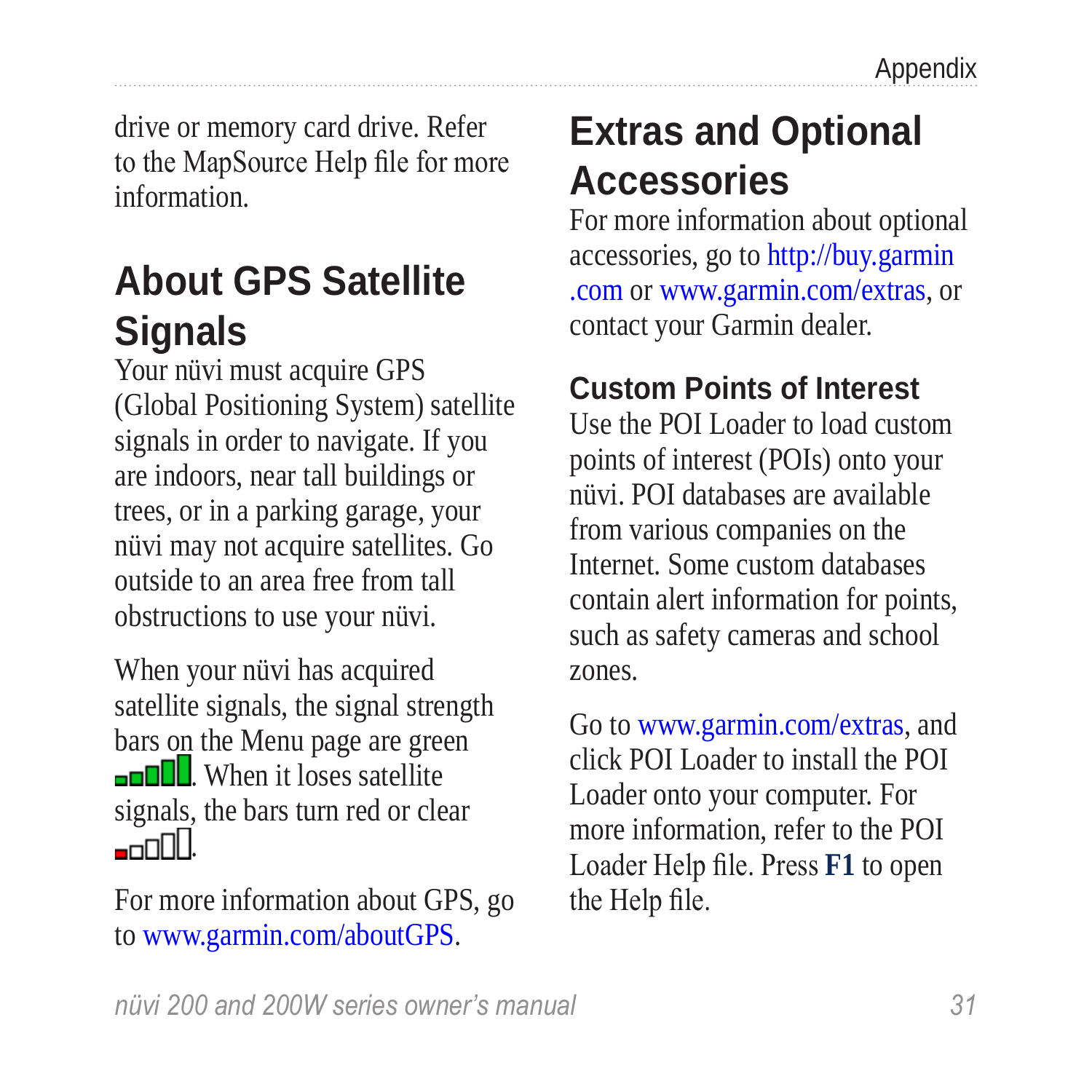drive or memory card drive. Refer to the MapSource Help file for more information.

## About GPS Satellite Signals

Your nüvi must acquire GPS (Global Positioning System) satellite signals in order to navigate. If you are indoors, near tall buildings or trees, or in a parking garage, your nüvi may not acquire satellites. Go outside to an area free from tall obstructions to use your nüvi.

When your nüvi has acquired satellite signals, the signal strength bars on the Menu page are green. When it loses satellite signals, the bars turn red or clear.

For more information about GPS, go to www.garmin.com/aboutGPS.

## Extras and Optional Accessories

For more information about optional accessories, go to http://buy.garmin.com or www.garmin.com/extras, or contact your Garmin dealer.

### Custom Points of Interest

Use the POI Loader to load custom points of interest (POIs) onto your nüvi. POI databases are available from various companies on the Internet. Some custom databases contain alert information for points, such as safety cameras and school zones.

Go to www.garmin.com/extras, and click POI Loader to install the POI Loader onto your computer. For more information, refer to the POI Loader Help file. Press **F1** to open the Help file.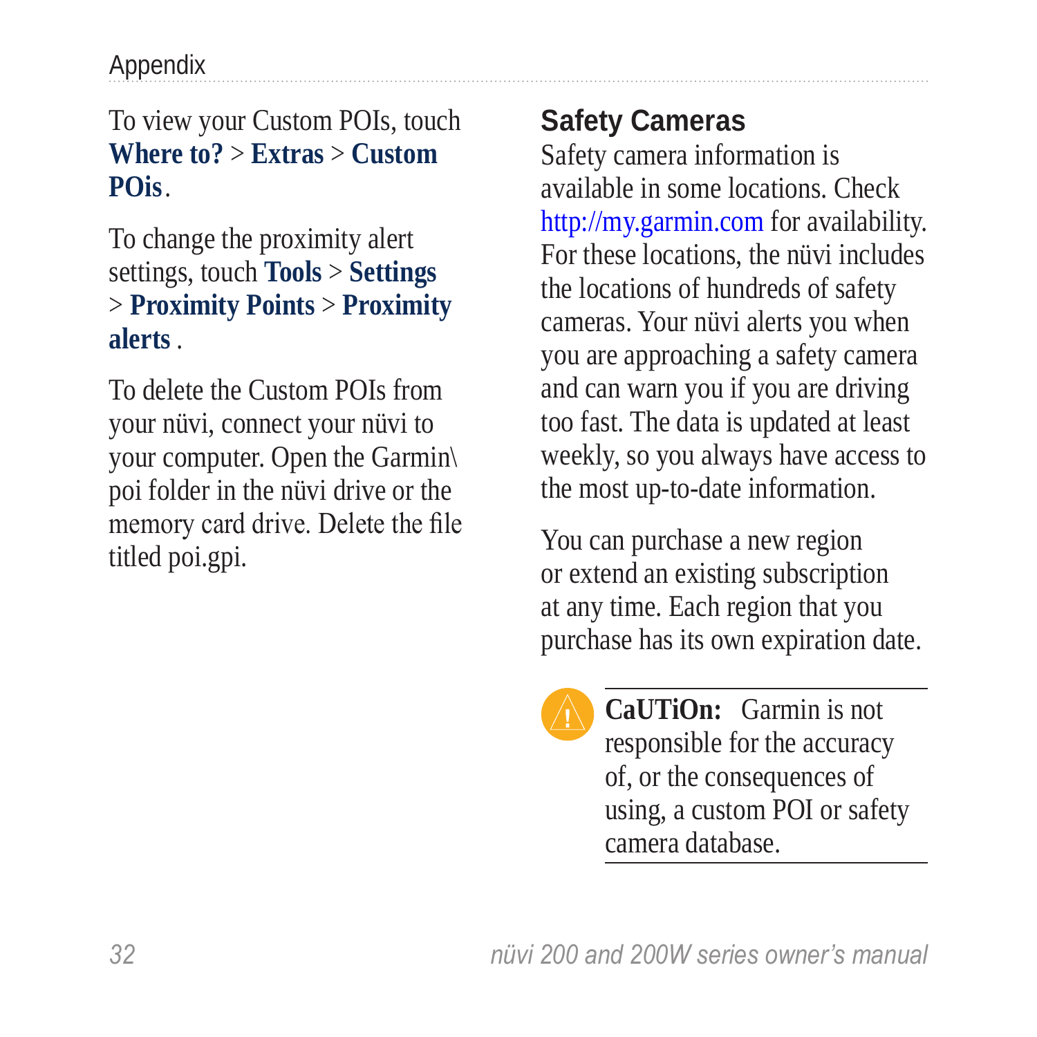To view your Custom POIs, touch **Where to?** > **Extras** > **Custom POIs**.

To change the proximity alert settings, touch **Tools** > **Settings** > **Proximity Points** > **Proximity alerts** .

To delete the Custom POIs from your nüvi, connect your nüvi to your computer. Open the Garmin\poi folder in the nüvi drive or the memory card drive. Delete the file titled poi.gpi.

## Safety Cameras

Safety camera information is available in some locations. Check http://my.garmin.com for availability. For these locations, the nüvi includes the locations of hundreds of safety cameras. Your nüvi alerts you when you are approaching a safety camera and can warn you if you are driving too fast. The data is updated at least weekly, so you always have access to the most up-to-date information.

You can purchase a new region or extend an existing subscription at any time. Each region that you purchase has its own expiration date.

**CaUTiOn:** Garmin is not responsible for the accuracy of, or the consequences of using, a custom POI or safety camera database.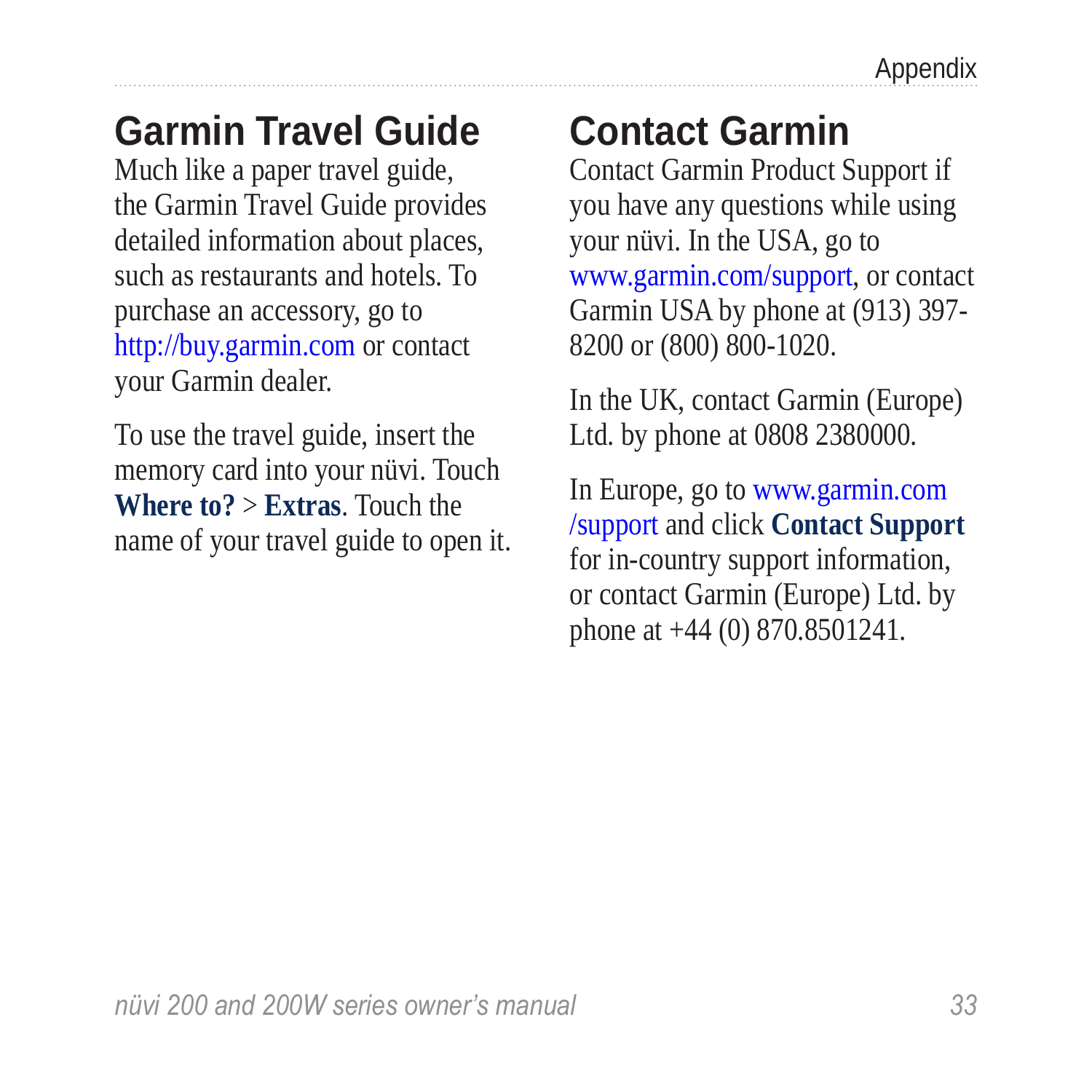## Garmin Travel Guide

Much like a paper travel guide, the Garmin Travel Guide provides detailed information about places, such as restaurants and hotels. To purchase an accessory, go to http://buy.garmin.com or contact your Garmin dealer.

To use the travel guide, insert the memory card into your nüvi. Touch **Where to?** > **Extras**. Touch the name of your travel guide to open it.

## Contact Garmin

Contact Garmin Product Support if you have any questions while using your nüvi. In the USA, go to www.garmin.com/support, or contact Garmin USA by phone at (913) 397-8200 or (800) 800-1020.

In the UK, contact Garmin (Europe) Ltd. by phone at 0808 2380000.

In Europe, go to www.garmin.com/support and click **Contact Support** for in-country support information, or contact Garmin (Europe) Ltd. by phone at +44 (0) 870.8501241.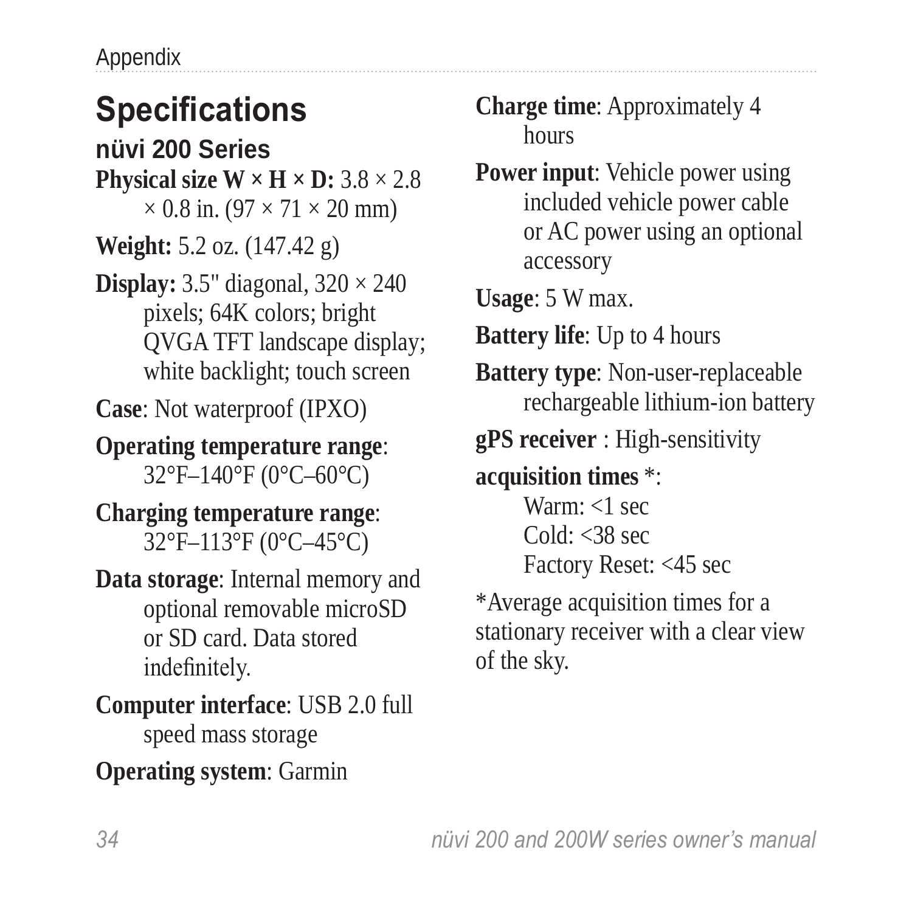## Specifications

### nüvi 200 Series

**Physical size W × H × D:** 3.8 × 2.8 × 0.8 in. (97 × 71 × 20 mm)

**Weight:** 5.2 oz. (147.42 g)

**Display:** 3.5" diagonal, 320 × 240 pixels; 64K colors; bright QVGA TFT landscape display; white backlight; touch screen

**Case**: Not waterproof (IPXO)

**Operating temperature range**: 32°F–140°F (0°C–60°C)

**Charging temperature range**: 32°F–113°F (0°C–45°C)

**Data storage**: Internal memory and optional removable microSD or SD card. Data stored indefinitely.

**Computer interface**: USB 2.0 full speed mass storage

**Operating system**: Garmin

**Charge time**: Approximately 4 hours

**Power input**: Vehicle power using included vehicle power cable or AC power using an optional accessory

**Usage**: 5 W max.

**Battery life**: Up to 4 hours

**Battery type**: Non-user-replaceable rechargeable lithium-ion battery

**gPS receiver** : High-sensitivity

**acquisition times** *:

Warm: <1 sec
Cold: <38 sec
Factory Reset: <45 sec

*Average acquisition times for a stationary receiver with a clear view of the sky.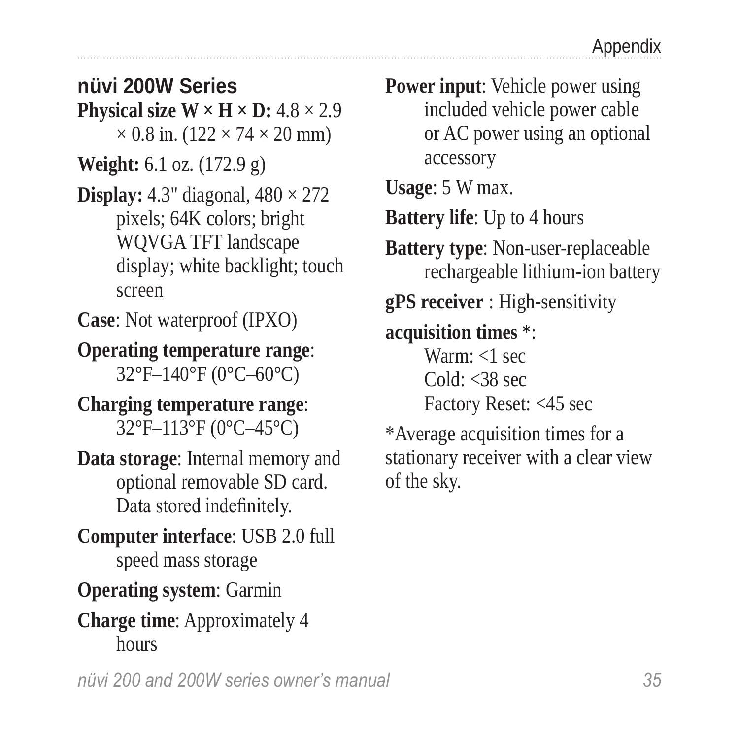## nüvi 200W Series

**Physical size W × H × D:** 4.8 × 2.9 × 0.8 in. (122 × 74 × 20 mm)

**Weight:** 6.1 oz. (172.9 g)

**Display:** 4.3" diagonal, 480 × 272 pixels; 64K colors; bright WQVGA TFT landscape display; white backlight; touch screen

**Case**: Not waterproof (IPXO)

**Operating temperature range**: 32°F–140°F (0°C–60°C)

**Charging temperature range**: 32°F–113°F (0°C–45°C)

**Data storage**: Internal memory and optional removable SD card. Data stored indefinitely.

**Computer interface**: USB 2.0 full speed mass storage

**Operating system**: Garmin

**Charge time**: Approximately 4 hours

**Power input**: Vehicle power using included vehicle power cable or AC power using an optional accessory

**Usage**: 5 W max.

**Battery life**: Up to 4 hours

**Battery type**: Non-user-replaceable rechargeable lithium-ion battery

**gPS receiver** : High-sensitivity

**acquisition times** *:
Warm: <1 sec
Cold: <38 sec
Factory Reset: <45 sec

*Average acquisition times for a stationary receiver with a clear view of the sky.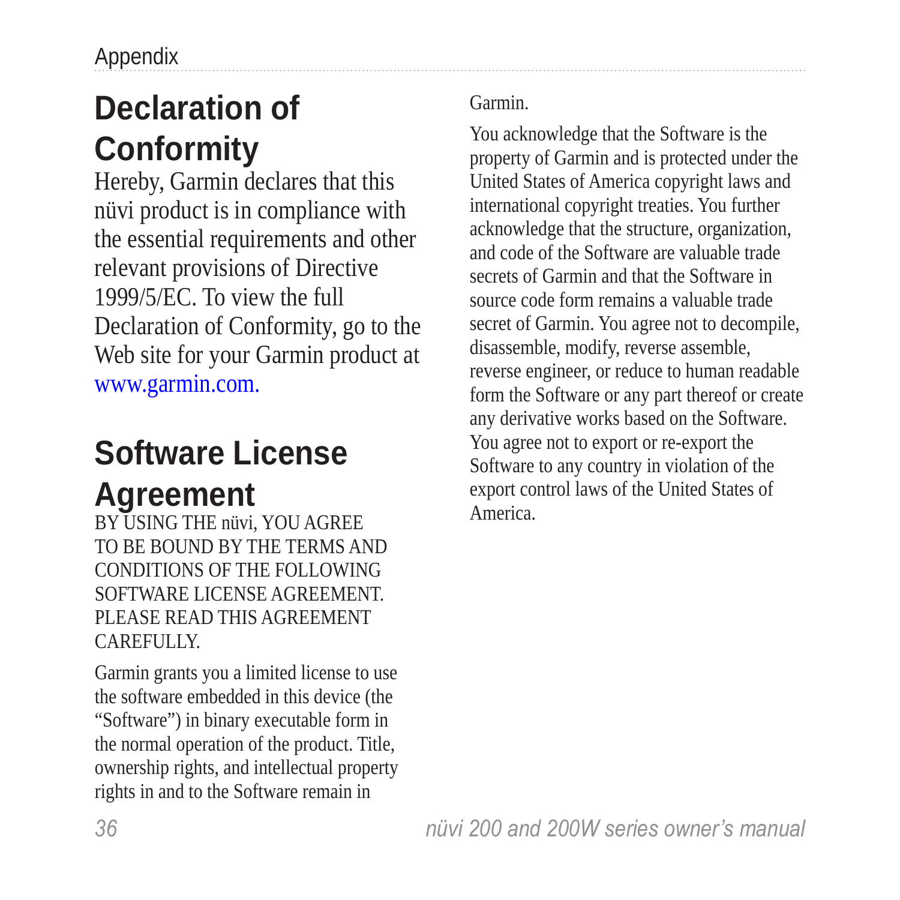## Declaration of Conformity

Hereby, Garmin declares that this nüvi product is in compliance with the essential requirements and other relevant provisions of Directive 1999/5/EC. To view the full Declaration of Conformity, go to the Web site for your Garmin product at www.garmin.com.

## Software License Agreement

BY USING THE nüvi, YOU AGREE TO BE BOUND BY THE TERMS AND CONDITIONS OF THE FOLLOWING SOFTWARE LICENSE AGREEMENT. PLEASE READ THIS AGREEMENT CAREFULLY.

Garmin grants you a limited license to use the software embedded in this device (the "Software") in binary executable form in the normal operation of the product. Title, ownership rights, and intellectual property rights in and to the Software remain in Garmin.

You acknowledge that the Software is the property of Garmin and is protected under the United States of America copyright laws and international copyright treaties. You further acknowledge that the structure, organization, and code of the Software are valuable trade secrets of Garmin and that the Software in source code form remains a valuable trade secret of Garmin. You agree not to decompile, disassemble, modify, reverse assemble, reverse engineer, or reduce to human readable form the Software or any part thereof or create any derivative works based on the Software. You agree not to export or re-export the Software to any country in violation of the export control laws of the United States of America.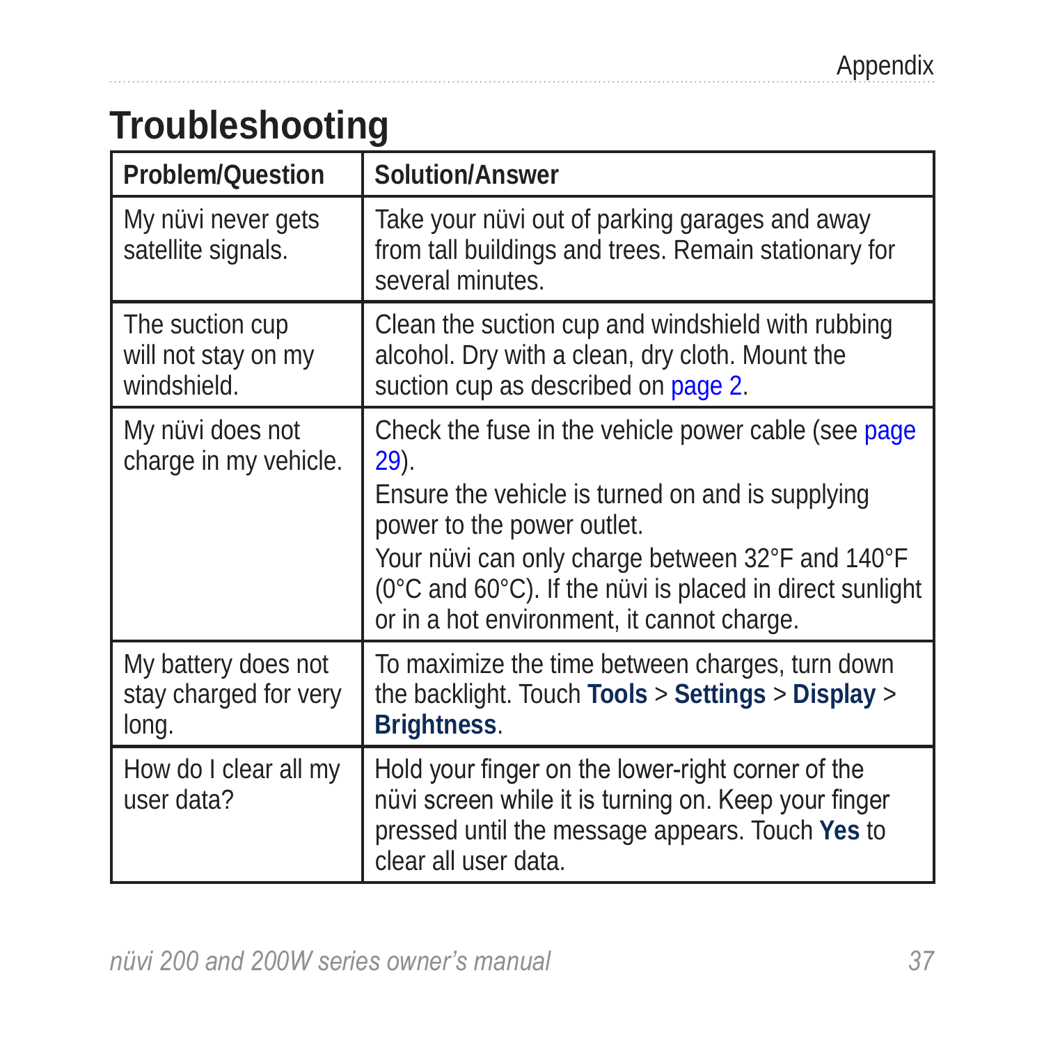# Troubleshooting

| Problem/Question | Solution/Answer |
|---|---|
| My nüvi never gets satellite signals. | Take your nüvi out of parking garages and away from tall buildings and trees. Remain stationary for several minutes. |
| The suction cup will not stay on my windshield. | Clean the suction cup and windshield with rubbing alcohol. Dry with a clean, dry cloth. Mount the suction cup as described on page 2. |
| My nüvi does not charge in my vehicle. | Check the fuse in the vehicle power cable (see page 29).<br>Ensure the vehicle is turned on and is supplying power to the power outlet.<br>Your nüvi can only charge between 32°F and 140°F (0°C and 60°C). If the nüvi is placed in direct sunlight or in a hot environment, it cannot charge. |
| My battery does not stay charged for very long. | To maximize the time between charges, turn down the backlight. Touch **Tools** > **Settings** > **Display** > **Brightness**. |
| How do I clear all my user data? | Hold your finger on the lower-right corner of the nüvi screen while it is turning on. Keep your finger pressed until the message appears. Touch **Yes** to clear all user data. |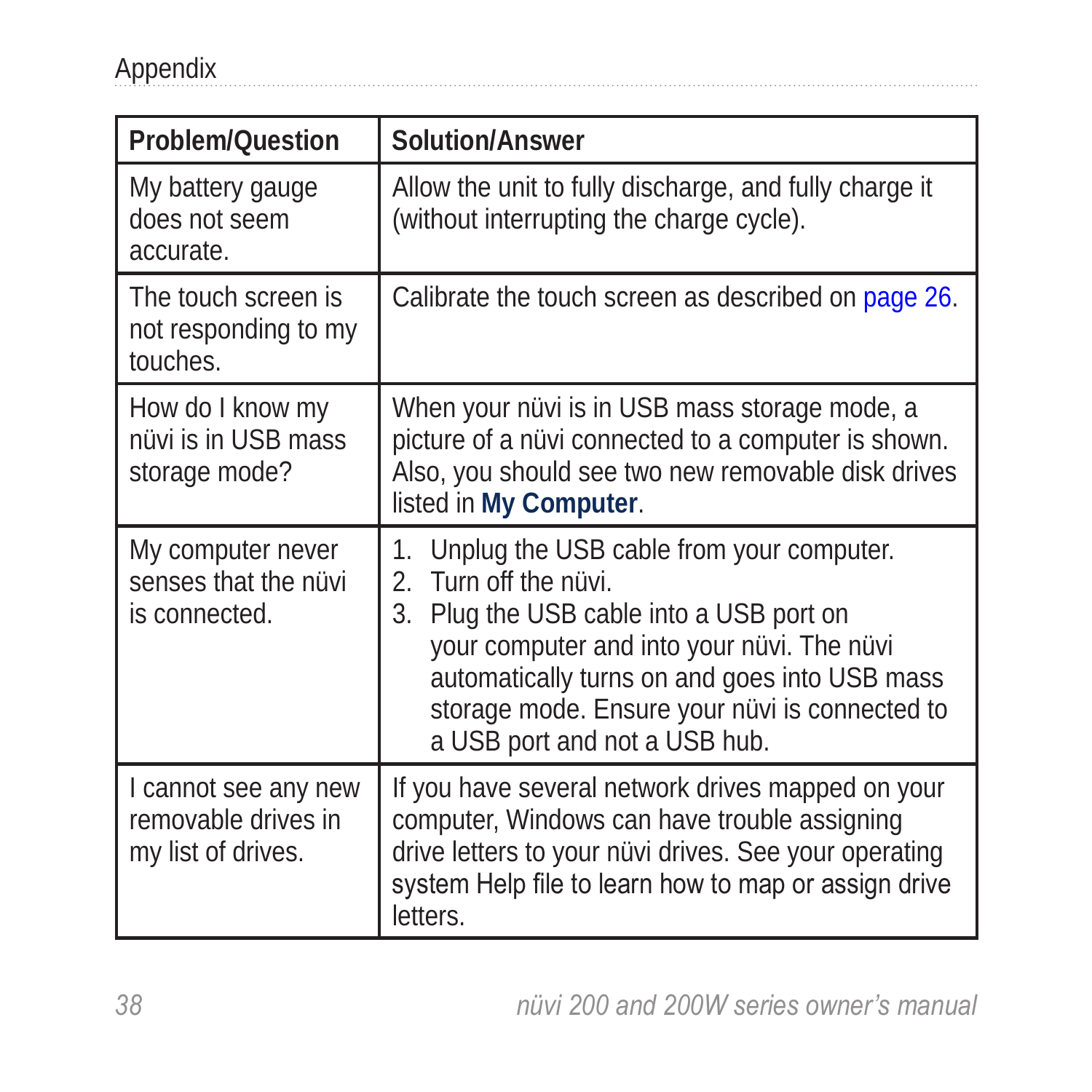| Problem/Question | Solution/Answer |
|---|---|
| My battery gauge does not seem accurate. | Allow the unit to fully discharge, and fully charge it (without interrupting the charge cycle). |
| The touch screen is not responding to my touches. | Calibrate the touch screen as described on page 26. |
| How do I know my nüvi is in USB mass storage mode? | When your nüvi is in USB mass storage mode, a picture of a nüvi connected to a computer is shown. Also, you should see two new removable disk drives listed in **My Computer**. |
| My computer never senses that the nüvi is connected. | 1. Unplug the USB cable from your computer.<br>2. Turn off the nüvi.<br>3. Plug the USB cable into a USB port on your computer and into your nüvi. The nüvi automatically turns on and goes into USB mass storage mode. Ensure your nüvi is connected to a USB port and not a USB hub. |
| I cannot see any new removable drives in my list of drives. | If you have several network drives mapped on your computer, Windows can have trouble assigning drive letters to your nüvi drives. See your operating system Help file to learn how to map or assign drive letters. |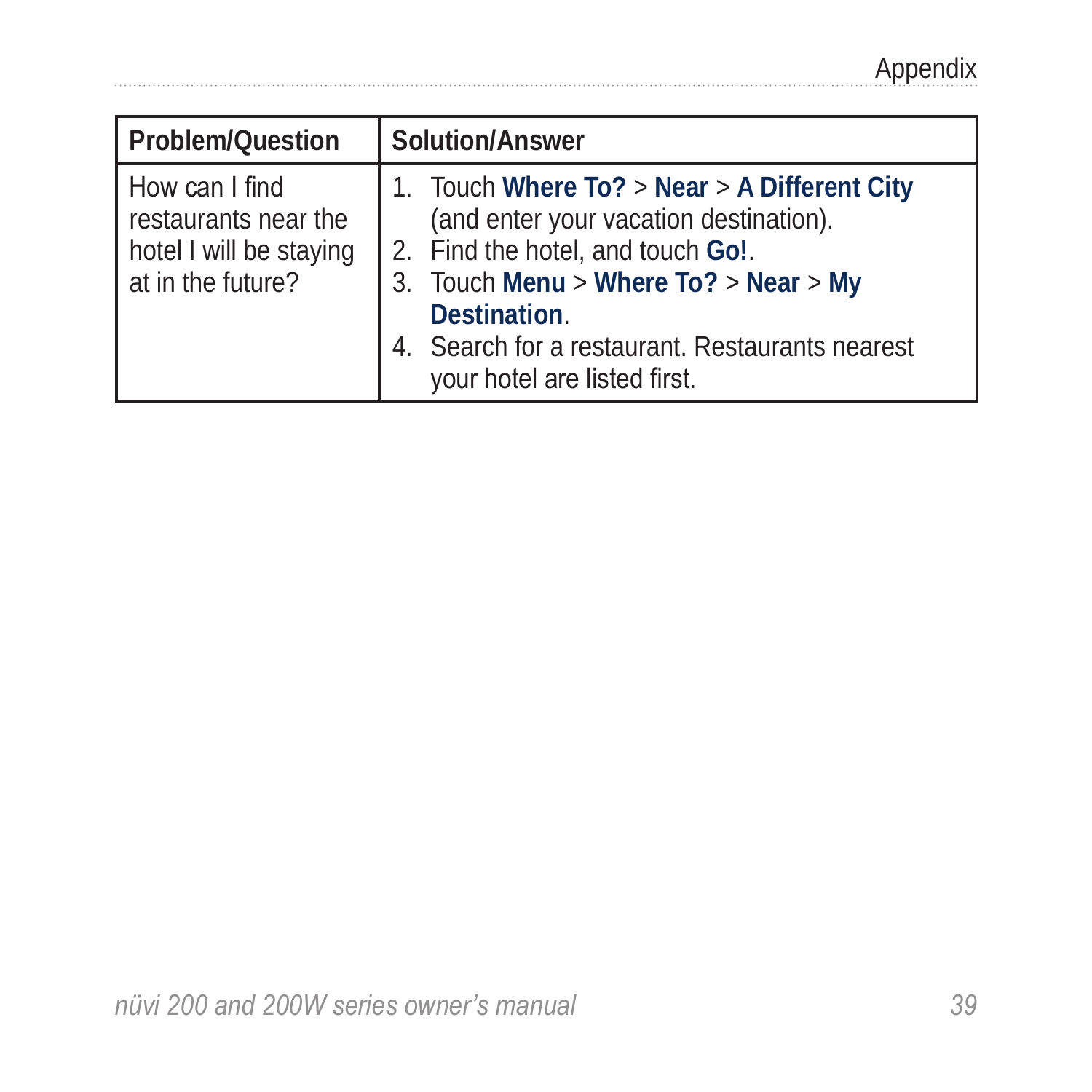| Problem/Question | Solution/Answer |
|---|---|
| How can I find restaurants near the hotel I will be staying at in the future? | 1. Touch **Where To?** > **Near** > **A Different City** (and enter your vacation destination).<br>2. Find the hotel, and touch **Go!**.<br>3. Touch **Menu** > **Where To?** > **Near** > **My Destination**.<br>4. Search for a restaurant. Restaurants nearest your hotel are listed first. |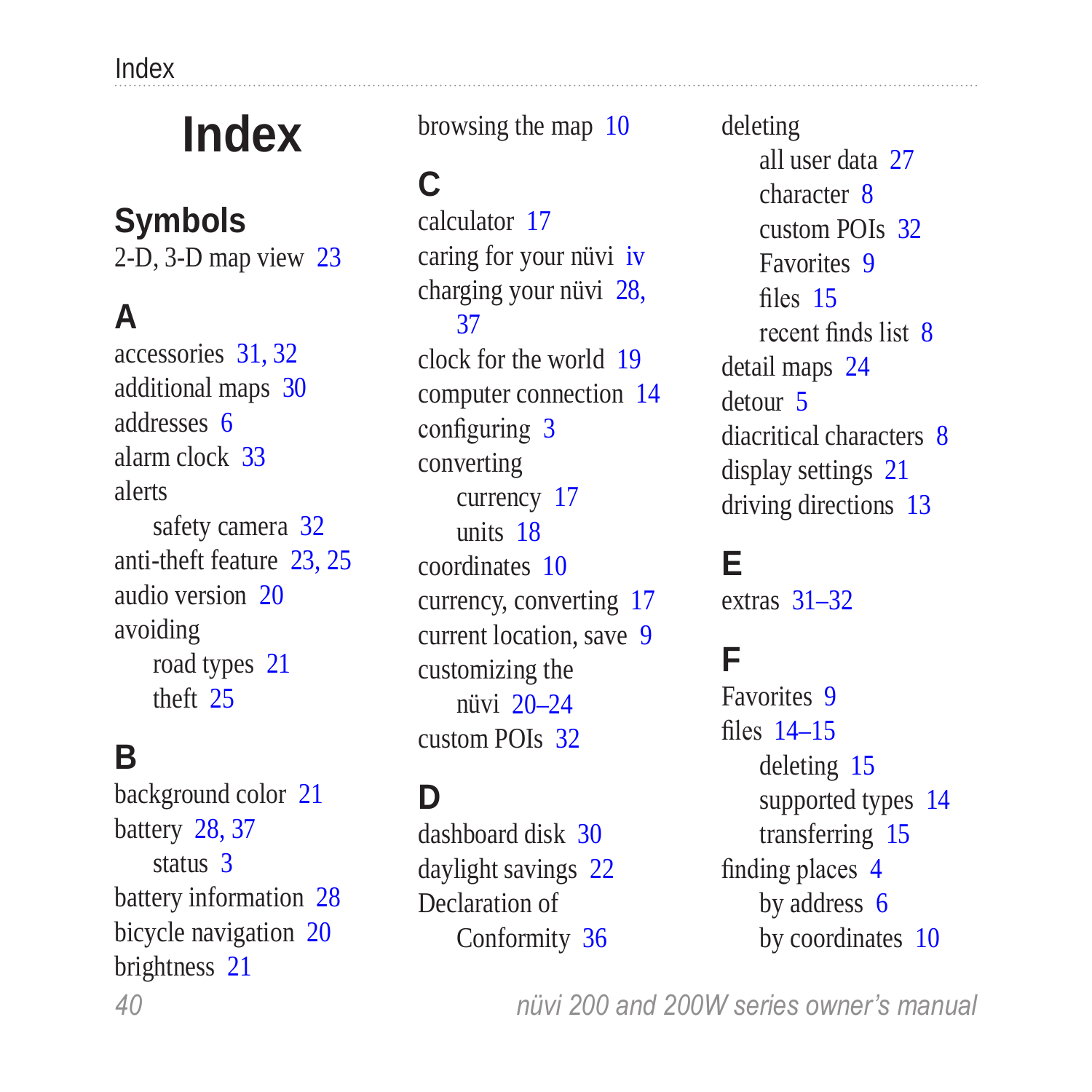# Index

## Symbols

2-D, 3-D map view 23

## A

accessories 31, 32
additional maps 30
addresses 6
alarm clock 33
alerts
  safety camera 32
anti-theft feature 23, 25
audio version 20
avoiding
  road types 21
  theft 25

## B

background color 21
battery 28, 37
  status 3
battery information 28
bicycle navigation 20
brightness 21
browsing the map 10

## C

calculator 17
caring for your nüvi iv
charging your nüvi 28, 37
clock for the world 19
computer connection 14
configuring 3
converting
  currency 17
  units 18
coordinates 10
currency, converting 17
current location, save 9
customizing the nüvi 20–24
custom POIs 32

## D

dashboard disk 30
daylight savings 22
Declaration of Conformity 36
deleting
  all user data 27
  character 8
  custom POIs 32
  Favorites 9
  files 15
  recent finds list 8
detail maps 24
detour 5
diacritical characters 8
display settings 21
driving directions 13

## E

extras 31–32

## F

Favorites 9
files 14–15
  deleting 15
  supported types 14
  transferring 15
finding places 4
  by address 6
  by coordinates 10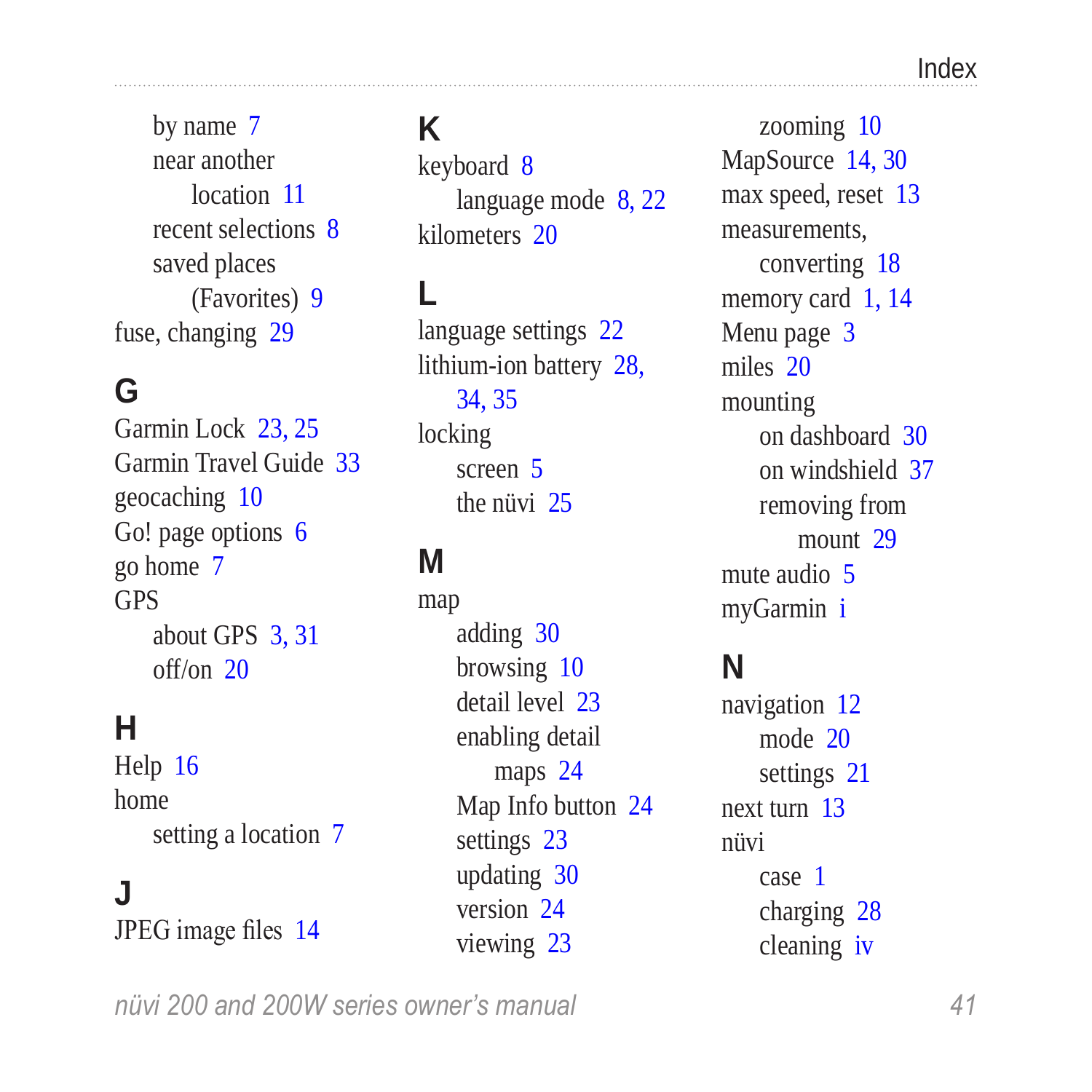by name 7
near another location 11
recent selections 8
saved places (Favorites) 9

fuse, changing 29

## G

Garmin Lock 23, 25
Garmin Travel Guide 33
geocaching 10
Go! page options 6
go home 7
GPS
about GPS 3, 31
off/on 20

## H

Help 16
home
setting a location 7

## J

JPEG image files 14

## K

keyboard 8
language mode 8, 22
kilometers 20

## L

language settings 22
lithium-ion battery 28, 34, 35
locking
screen 5
the nüvi 25

## M

map
adding 30
browsing 10
detail level 23
enabling detail maps 24
Map Info button 24
settings 23
updating 30
version 24
viewing 23
zooming 10

MapSource 14, 30
max speed, reset 13
measurements, converting 18
memory card 1, 14
Menu page 3
miles 20
mounting
on dashboard 30
on windshield 37
removing from mount 29

mute audio 5
myGarmin i

## N

navigation 12
mode 20
settings 21

next turn 13
nüvi
case 1
charging 28
cleaning iv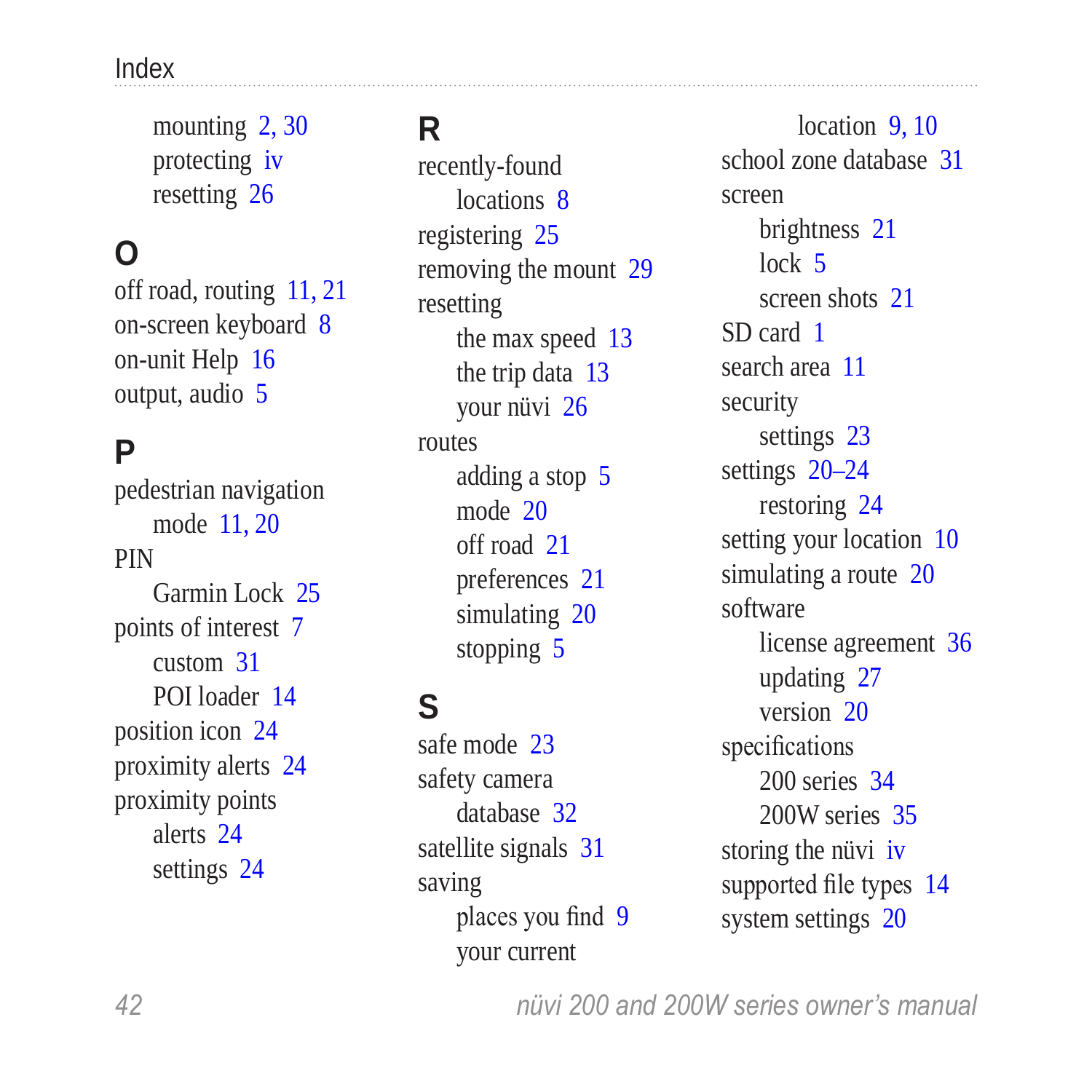mounting 2, 30
protecting iv
resetting 26

## O

off road, routing 11, 21
on-screen keyboard 8
on-unit Help 16
output, audio 5

## P

pedestrian navigation
mode 11, 20
PIN
Garmin Lock 25
points of interest 7
custom 31
POI loader 14
position icon 24
proximity alerts 24
proximity points
alerts 24
settings 24

## R

recently-found
locations 8
registering 25
removing the mount 29
resetting
the max speed 13
the trip data 13
your nüvi 26
routes
adding a stop 5
mode 20
off road 21
preferences 21
simulating 20
stopping 5

## S

safe mode 23
safety camera
database 32
satellite signals 31
saving
places you find 9
your current
location 9, 10
school zone database 31
screen
brightness 21
lock 5
screen shots 21
SD card 1
search area 11
security
settings 23
settings 20–24
restoring 24
setting your location 10
simulating a route 20
software
license agreement 36
updating 27
version 20
specifications
200 series 34
200W series 35
storing the nüvi iv
supported file types 14
system settings 20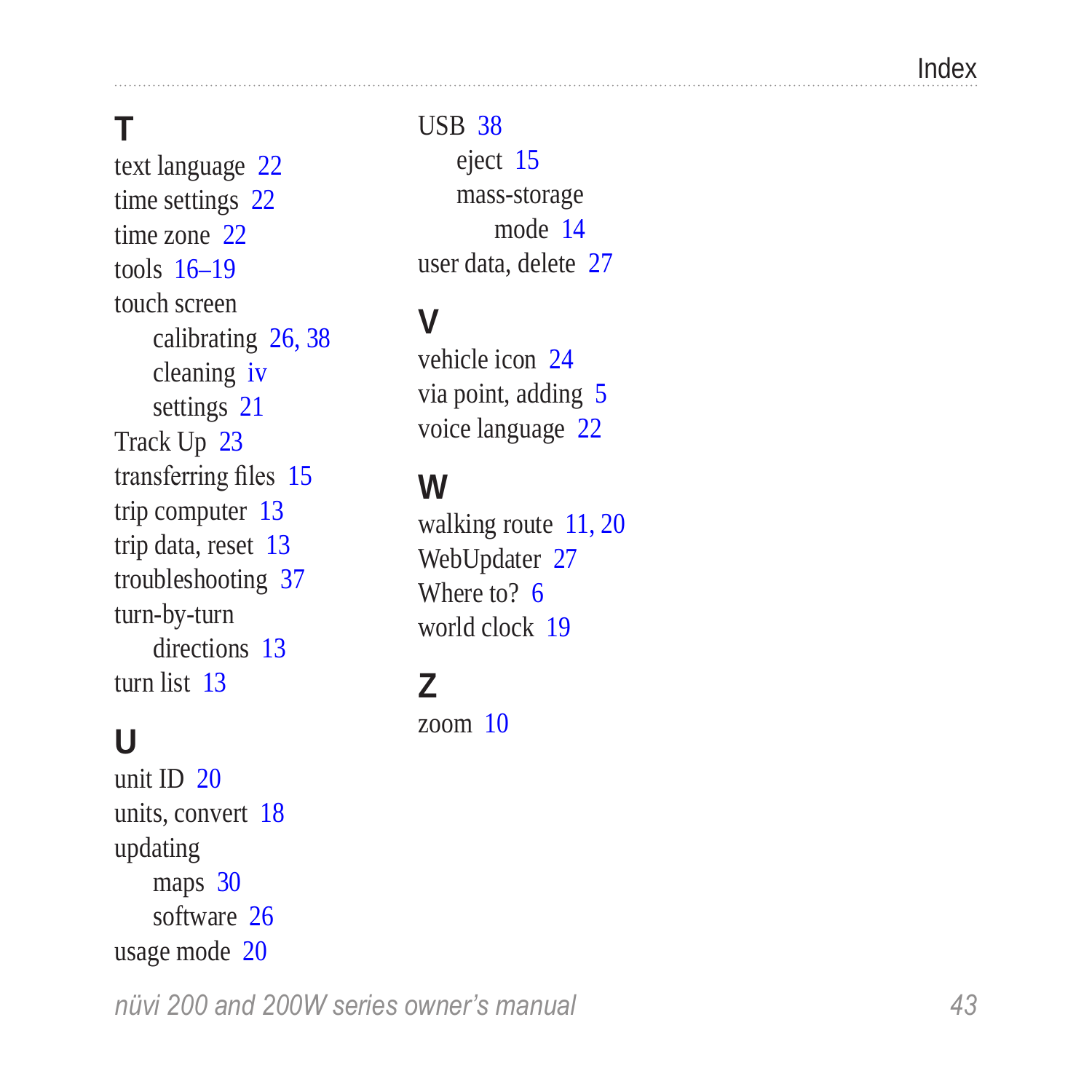## T

text language 22
time settings 22
time zone 22
tools 16–19
touch screen
    calibrating 26, 38
    cleaning iv
    settings 21
Track Up 23
transferring files 15
trip computer 13
trip data, reset 13
troubleshooting 37
turn-by-turn
    directions 13
turn list 13

## U

unit ID 20
units, convert 18
updating
    maps 30
    software 26
usage mode 20
USB 38
    eject 15
    mass-storage
        mode 14
user data, delete 27

## V

vehicle icon 24
via point, adding 5
voice language 22

## W

walking route 11, 20
WebUpdater 27
Where to? 6
world clock 19

## Z

zoom 10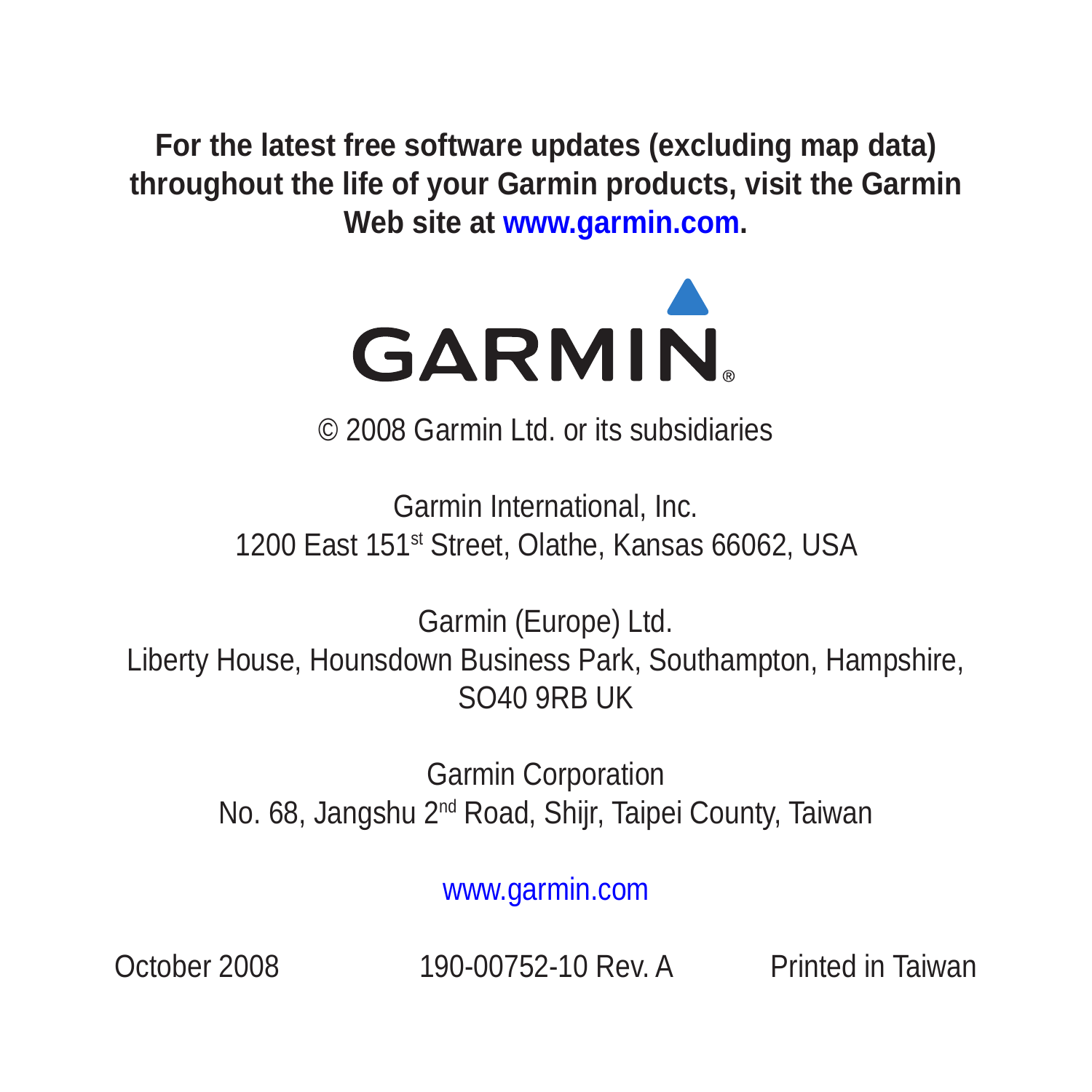**For the latest free software updates (excluding map data) throughout the life of your Garmin products, visit the Garmin Web site at www.garmin.com.**

GARMIN®

© 2008 Garmin Ltd. or its subsidiaries

Garmin International, Inc.
1200 East 151st Street, Olathe, Kansas 66062, USA

Garmin (Europe) Ltd.
Liberty House, Hounsdown Business Park, Southampton, Hampshire, SO40 9RB UK

Garmin Corporation
No. 68, Jangshu 2nd Road, Shijr, Taipei County, Taiwan

www.garmin.com

October 2008 190-00752-10 Rev. A Printed in Taiwan